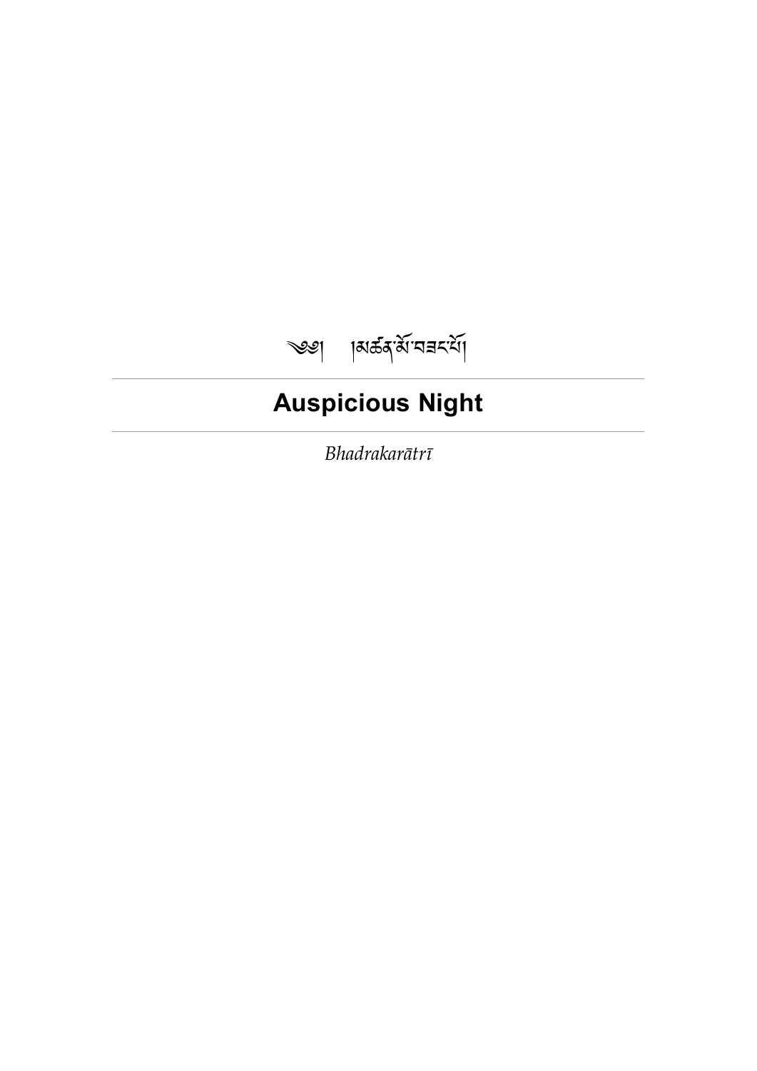༄། །མཚན་མོ་བཟང་པོ།

# Auspicious Night

*Bhadrakarātrī*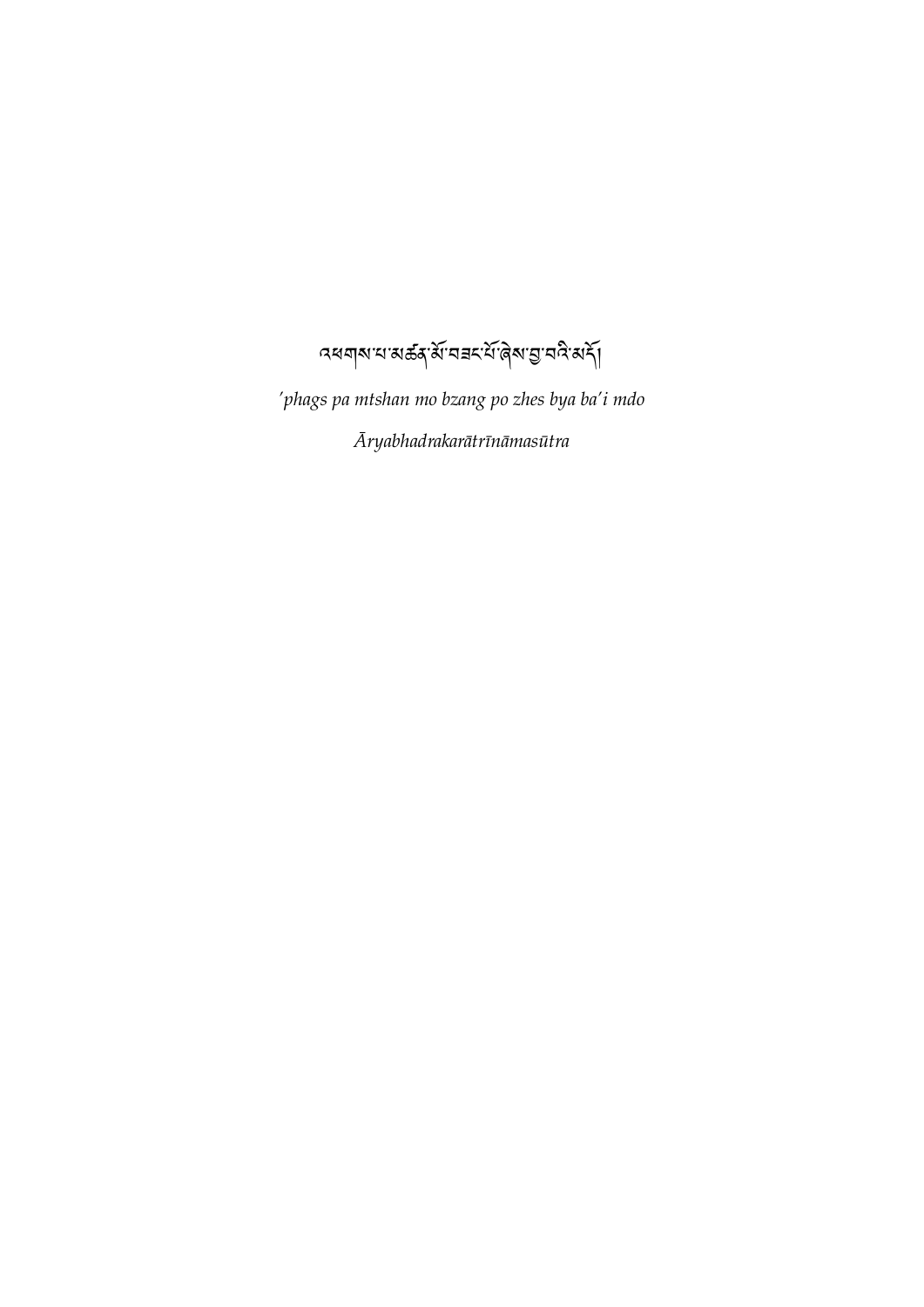འཕགས་པ་མཚན་མོ་བཟང་པོ་ཞེས་བྱ་བའི་མདོ།

*'phags pa mtshan mo bzang po zhes bya ba'i mdo*

*Āryabhadrakarātrīnāmasūtra*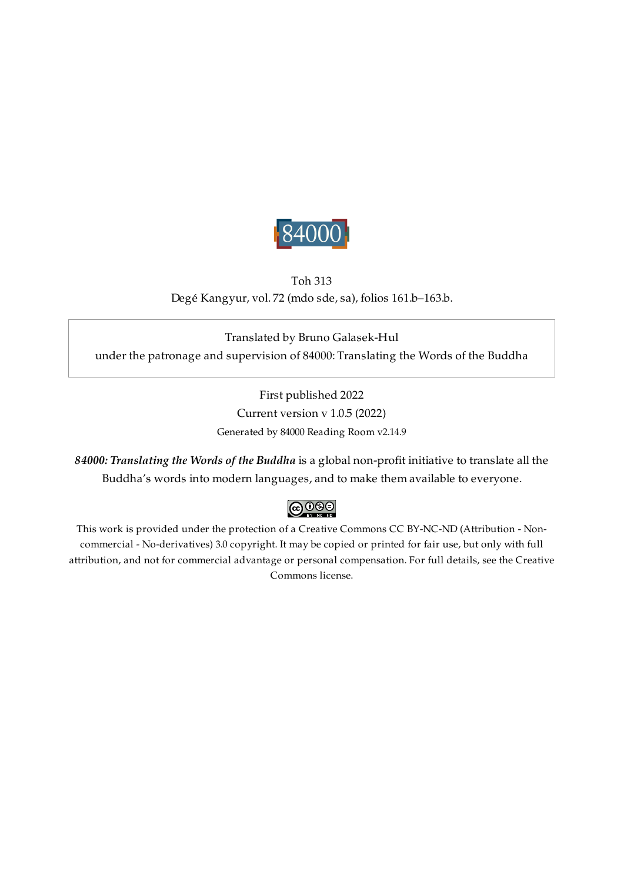84000

Toh 313

Degé Kangyur, vol. 72 (mdo sde, sa), folios 161.b–163.b.

Translated by Bruno Galasek-Hul
under the patronage and supervision of 84000: Translating the Words of the Buddha

First published 2022

Current version v 1.0.5 (2022)

Generated by 84000 Reading Room v2.14.9

***84000: Translating the Words of the Buddha*** is a global non-profit initiative to translate all the Buddha's words into modern languages, and to make them available to everyone.

This work is provided under the protection of a Creative Commons CC BY-NC-ND (Attribution - Non-commercial - No-derivatives) 3.0 copyright. It may be copied or printed for fair use, but only with full attribution, and not for commercial advantage or personal compensation. For full details, see the Creative Commons license.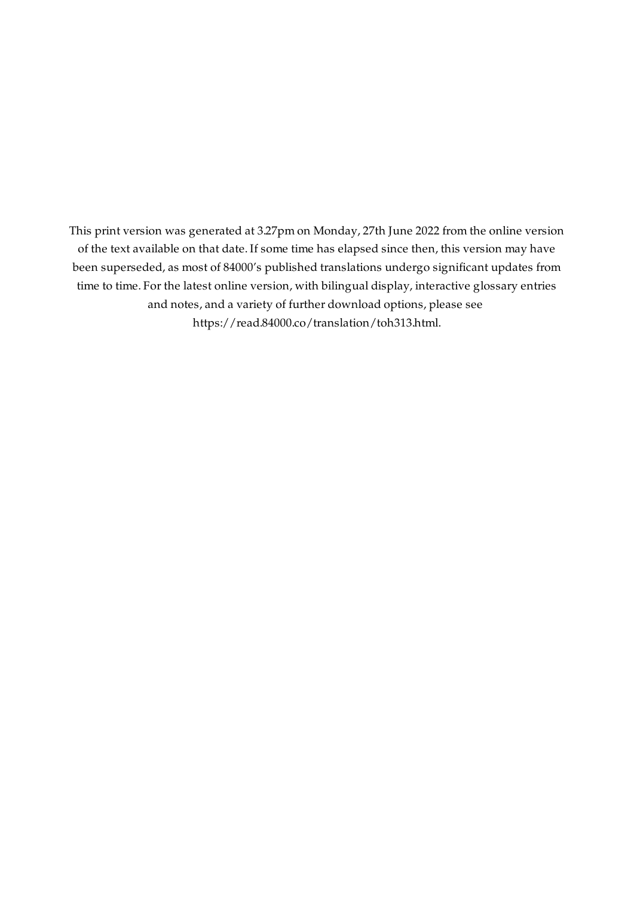This print version was generated at 3.27pm on Monday, 27th June 2022 from the online version of the text available on that date. If some time has elapsed since then, this version may have been superseded, as most of 84000's published translations undergo significant updates from time to time. For the latest online version, with bilingual display, interactive glossary entries and notes, and a variety of further download options, please see https://read.84000.co/translation/toh313.html.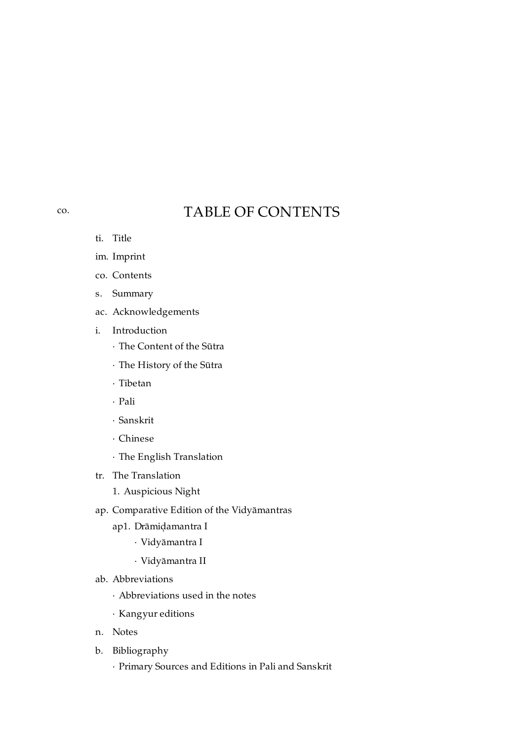co.

# TABLE OF CONTENTS

- ti. Title
- im. Imprint
- co. Contents
- s. Summary
- ac. Acknowledgements
- i. Introduction
  - · The Content of the Sūtra
  - · The History of the Sūtra
  - · Tibetan
  - · Pali
  - · Sanskrit
  - · Chinese
  - · The English Translation
- tr. The Translation
  - 1. Auspicious Night
- ap. Comparative Edition of the Vidyāmantras
  - ap1. Drāmiḍamantra I
    - · Vidyāmantra I
    - · Vidyāmantra II
- ab. Abbreviations
  - · Abbreviations used in the notes
  - · Kangyur editions
- n. Notes
- b. Bibliography
  - · Primary Sources and Editions in Pali and Sanskrit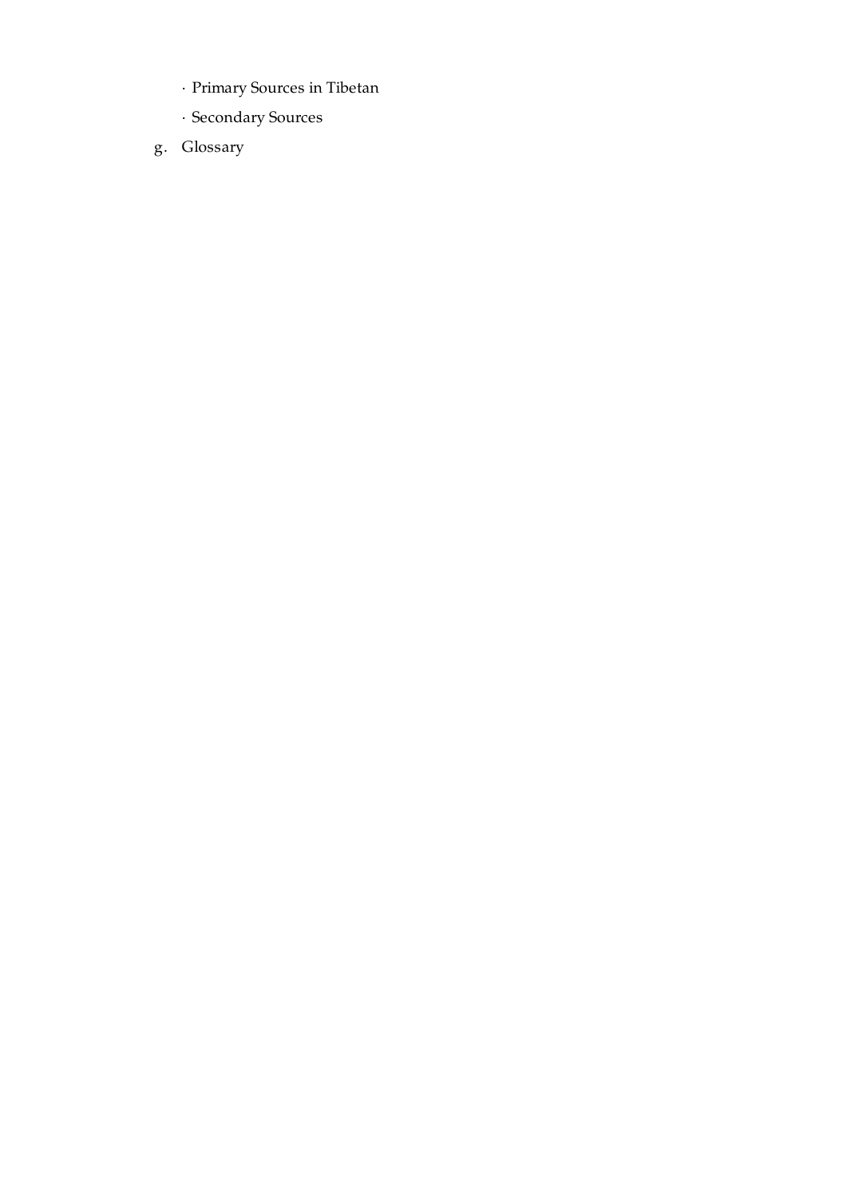· Primary Sources in Tibetan

· Secondary Sources

g. Glossary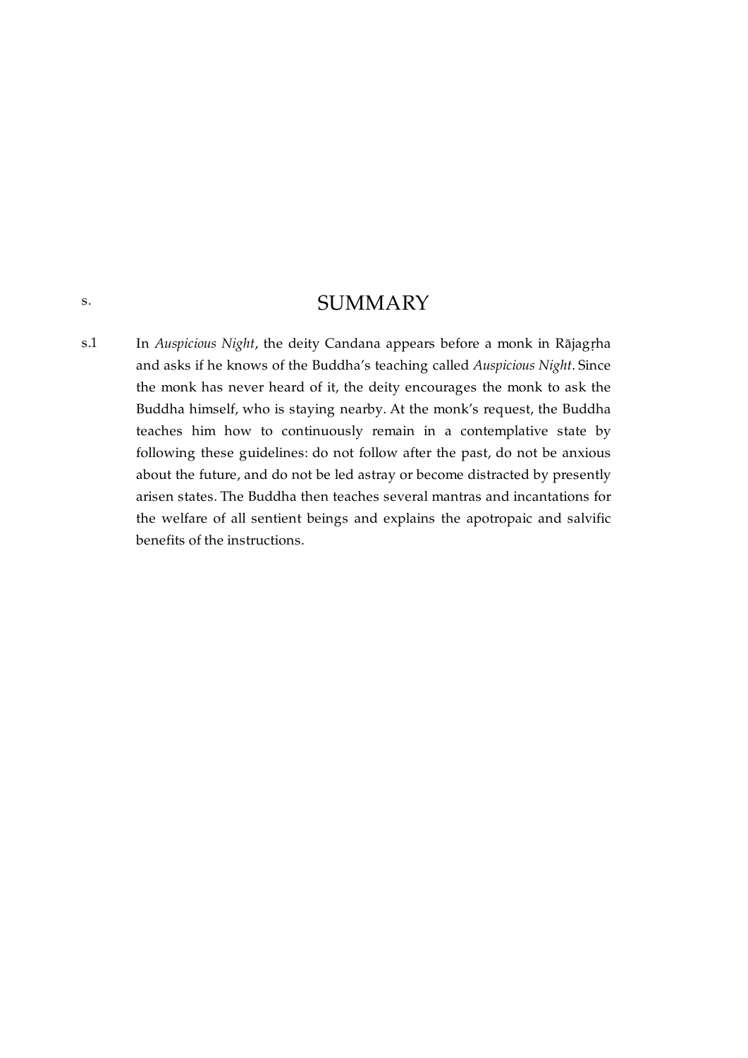s. SUMMARY

# SUMMARY

s.1 In *Auspicious Night*, the deity Candana appears before a monk in Rājagṛha and asks if he knows of the Buddha's teaching called *Auspicious Night*. Since the monk has never heard of it, the deity encourages the monk to ask the Buddha himself, who is staying nearby. At the monk's request, the Buddha teaches him how to continuously remain in a contemplative state by following these guidelines: do not follow after the past, do not be anxious about the future, and do not be led astray or become distracted by presently arisen states. The Buddha then teaches several mantras and incantations for the welfare of all sentient beings and explains the apotropaic and salvific benefits of the instructions.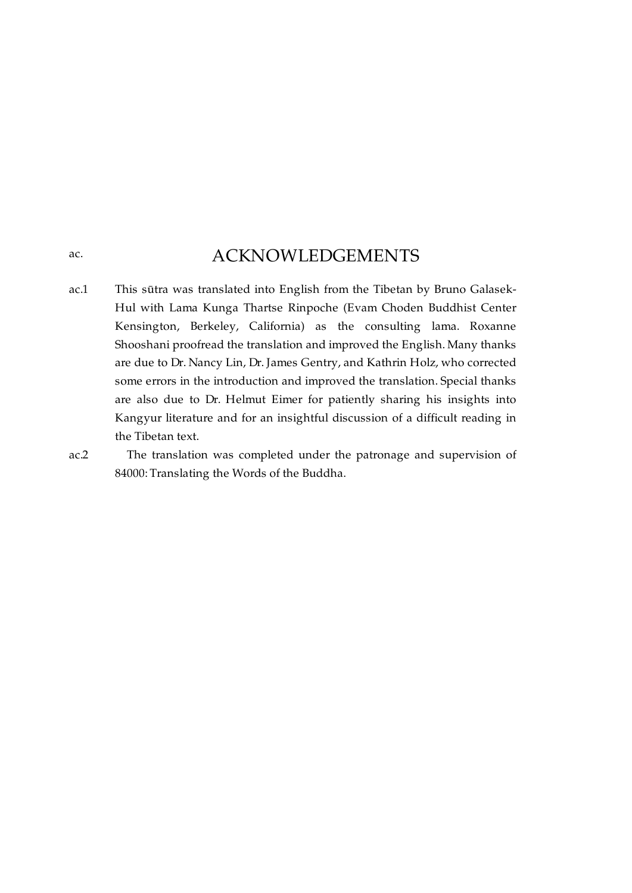ac. ACKNOWLEDGEMENTS

ac.1 This sūtra was translated into English from the Tibetan by Bruno Galasek-Hul with Lama Kunga Thartse Rinpoche (Evam Choden Buddhist Center Kensington, Berkeley, California) as the consulting lama. Roxanne Shooshani proofread the translation and improved the English. Many thanks are due to Dr. Nancy Lin, Dr. James Gentry, and Kathrin Holz, who corrected some errors in the introduction and improved the translation. Special thanks are also due to Dr. Helmut Eimer for patiently sharing his insights into Kangyur literature and for an insightful discussion of a difficult reading in the Tibetan text.

ac.2 The translation was completed under the patronage and supervision of 84000: Translating the Words of the Buddha.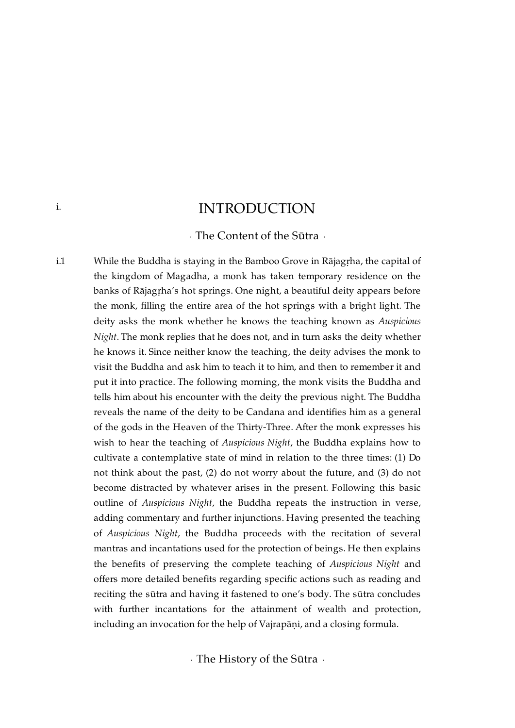# i. INTRODUCTION

## · The Content of the Sūtra ·

i.1 While the Buddha is staying in the Bamboo Grove in Rājagṛha, the capital of the kingdom of Magadha, a monk has taken temporary residence on the banks of Rājagṛha's hot springs. One night, a beautiful deity appears before the monk, filling the entire area of the hot springs with a bright light. The deity asks the monk whether he knows the teaching known as *Auspicious Night*. The monk replies that he does not, and in turn asks the deity whether he knows it. Since neither know the teaching, the deity advises the monk to visit the Buddha and ask him to teach it to him, and then to remember it and put it into practice. The following morning, the monk visits the Buddha and tells him about his encounter with the deity the previous night. The Buddha reveals the name of the deity to be Candana and identifies him as a general of the gods in the Heaven of the Thirty-Three. After the monk expresses his wish to hear the teaching of *Auspicious Night*, the Buddha explains how to cultivate a contemplative state of mind in relation to the three times: (1) Do not think about the past, (2) do not worry about the future, and (3) do not become distracted by whatever arises in the present. Following this basic outline of *Auspicious Night*, the Buddha repeats the instruction in verse, adding commentary and further injunctions. Having presented the teaching of *Auspicious Night*, the Buddha proceeds with the recitation of several mantras and incantations used for the protection of beings. He then explains the benefits of preserving the complete teaching of *Auspicious Night* and offers more detailed benefits regarding specific actions such as reading and reciting the sūtra and having it fastened to one's body. The sūtra concludes with further incantations for the attainment of wealth and protection, including an invocation for the help of Vajrapāṇi, and a closing formula.

## · The History of the Sūtra ·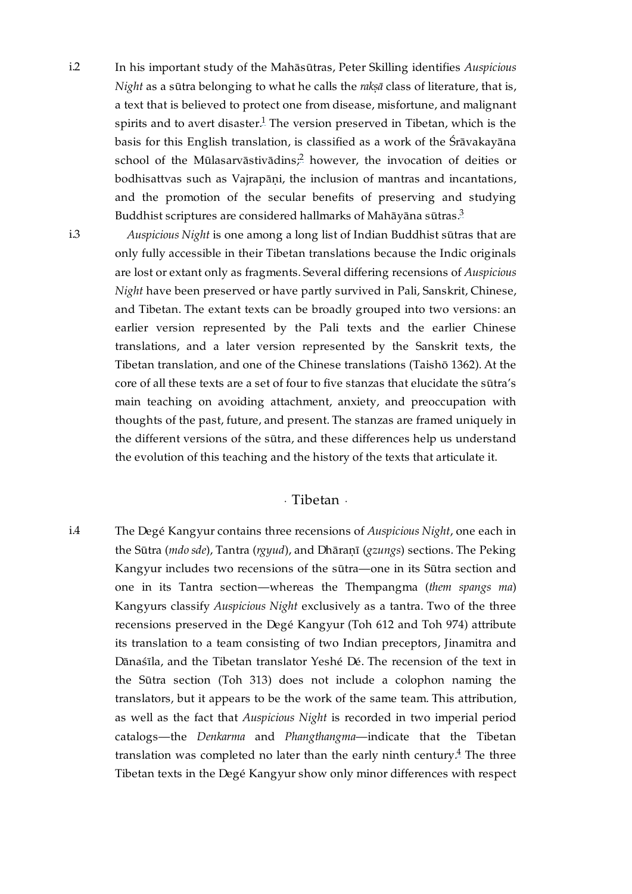i.2 In his important study of the Mahāsūtras, Peter Skilling identifies *Auspicious Night* as a sūtra belonging to what he calls the *rakṣā* class of literature, that is, a text that is believed to protect one from disease, misfortune, and malignant spirits and to avert disaster.[1] The version preserved in Tibetan, which is the basis for this English translation, is classified as a work of the Śrāvakayāna school of the Mūlasarvāstivādins;[2] however, the invocation of deities or bodhisattvas such as Vajrapāṇi, the inclusion of mantras and incantations, and the promotion of the secular benefits of preserving and studying Buddhist scriptures are considered hallmarks of Mahāyāna sūtras.[3]

i.3 *Auspicious Night* is one among a long list of Indian Buddhist sūtras that are only fully accessible in their Tibetan translations because the Indic originals are lost or extant only as fragments. Several differing recensions of *Auspicious Night* have been preserved or have partly survived in Pali, Sanskrit, Chinese, and Tibetan. The extant texts can be broadly grouped into two versions: an earlier version represented by the Pali texts and the earlier Chinese translations, and a later version represented by the Sanskrit texts, the Tibetan translation, and one of the Chinese translations (Taishō 1362). At the core of all these texts are a set of four to five stanzas that elucidate the sūtra's main teaching on avoiding attachment, anxiety, and preoccupation with thoughts of the past, future, and present. The stanzas are framed uniquely in the different versions of the sūtra, and these differences help us understand the evolution of this teaching and the history of the texts that articulate it.

## · Tibetan ·

i.4 The Degé Kangyur contains three recensions of *Auspicious Night*, one each in the Sūtra (*mdo sde*), Tantra (*rgyud*), and Dhāraṇī (*gzungs*) sections. The Peking Kangyur includes two recensions of the sūtra—one in its Sūtra section and one in its Tantra section—whereas the Thempangma (*them spangs ma*) Kangyurs classify *Auspicious Night* exclusively as a tantra. Two of the three recensions preserved in the Degé Kangyur (Toh 612 and Toh 974) attribute its translation to a team consisting of two Indian preceptors, Jinamitra and Dānaśīla, and the Tibetan translator Yeshé Dé. The recension of the text in the Sūtra section (Toh 313) does not include a colophon naming the translators, but it appears to be the work of the same team. This attribution, as well as the fact that *Auspicious Night* is recorded in two imperial period catalogs—the *Denkarma* and *Phangthangma*—indicate that the Tibetan translation was completed no later than the early ninth century.[4] The three Tibetan texts in the Degé Kangyur show only minor differences with respect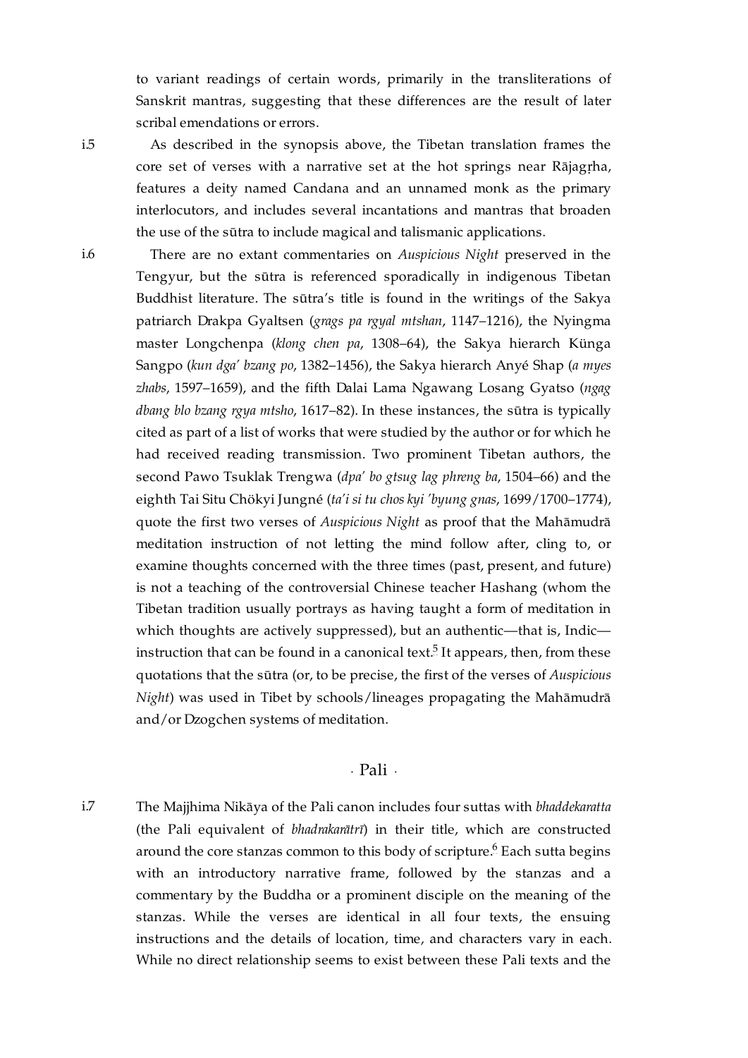to variant readings of certain words, primarily in the transliterations of Sanskrit mantras, suggesting that these differences are the result of later scribal emendations or errors.

i.5 As described in the synopsis above, the Tibetan translation frames the core set of verses with a narrative set at the hot springs near Rājagṛha, features a deity named Candana and an unnamed monk as the primary interlocutors, and includes several incantations and mantras that broaden the use of the sūtra to include magical and talismanic applications.

i.6 There are no extant commentaries on *Auspicious Night* preserved in the Tengyur, but the sūtra is referenced sporadically in indigenous Tibetan Buddhist literature. The sūtra's title is found in the writings of the Sakya patriarch Drakpa Gyaltsen (*grags pa rgyal mtshan*, 1147–1216), the Nyingma master Longchenpa (*klong chen pa*, 1308–64), the Sakya hierarch Künga Sangpo (*kun dga' bzang po*, 1382–1456), the Sakya hierarch Anyé Shap (*a myes zhabs*, 1597–1659), and the fifth Dalai Lama Ngawang Losang Gyatso (*ngag dbang blo bzang rgya mtsho*, 1617–82). In these instances, the sūtra is typically cited as part of a list of works that were studied by the author or for which he had received reading transmission. Two prominent Tibetan authors, the second Pawo Tsuklak Trengwa (*dpa' bo gtsug lag phreng ba*, 1504–66) and the eighth Tai Situ Chökyi Jungné (*ta'i si tu chos kyi 'byung gnas*, 1699/1700–1774), quote the first two verses of *Auspicious Night* as proof that the Mahāmudrā meditation instruction of not letting the mind follow after, cling to, or examine thoughts concerned with the three times (past, present, and future) is not a teaching of the controversial Chinese teacher Hashang (whom the Tibetan tradition usually portrays as having taught a form of meditation in which thoughts are actively suppressed), but an authentic—that is, Indic—instruction that can be found in a canonical text.[5] It appears, then, from these quotations that the sūtra (or, to be precise, the first of the verses of *Auspicious Night*) was used in Tibet by schools/lineages propagating the Mahāmudrā and/or Dzogchen systems of meditation.

## · Pali ·

i.7 The Majjhima Nikāya of the Pali canon includes four suttas with *bhaddekaratta* (the Pali equivalent of *bhadrakarātrī*) in their title, which are constructed around the core stanzas common to this body of scripture.[6] Each sutta begins with an introductory narrative frame, followed by the stanzas and a commentary by the Buddha or a prominent disciple on the meaning of the stanzas. While the verses are identical in all four texts, the ensuing instructions and the details of location, time, and characters vary in each. While no direct relationship seems to exist between these Pali texts and the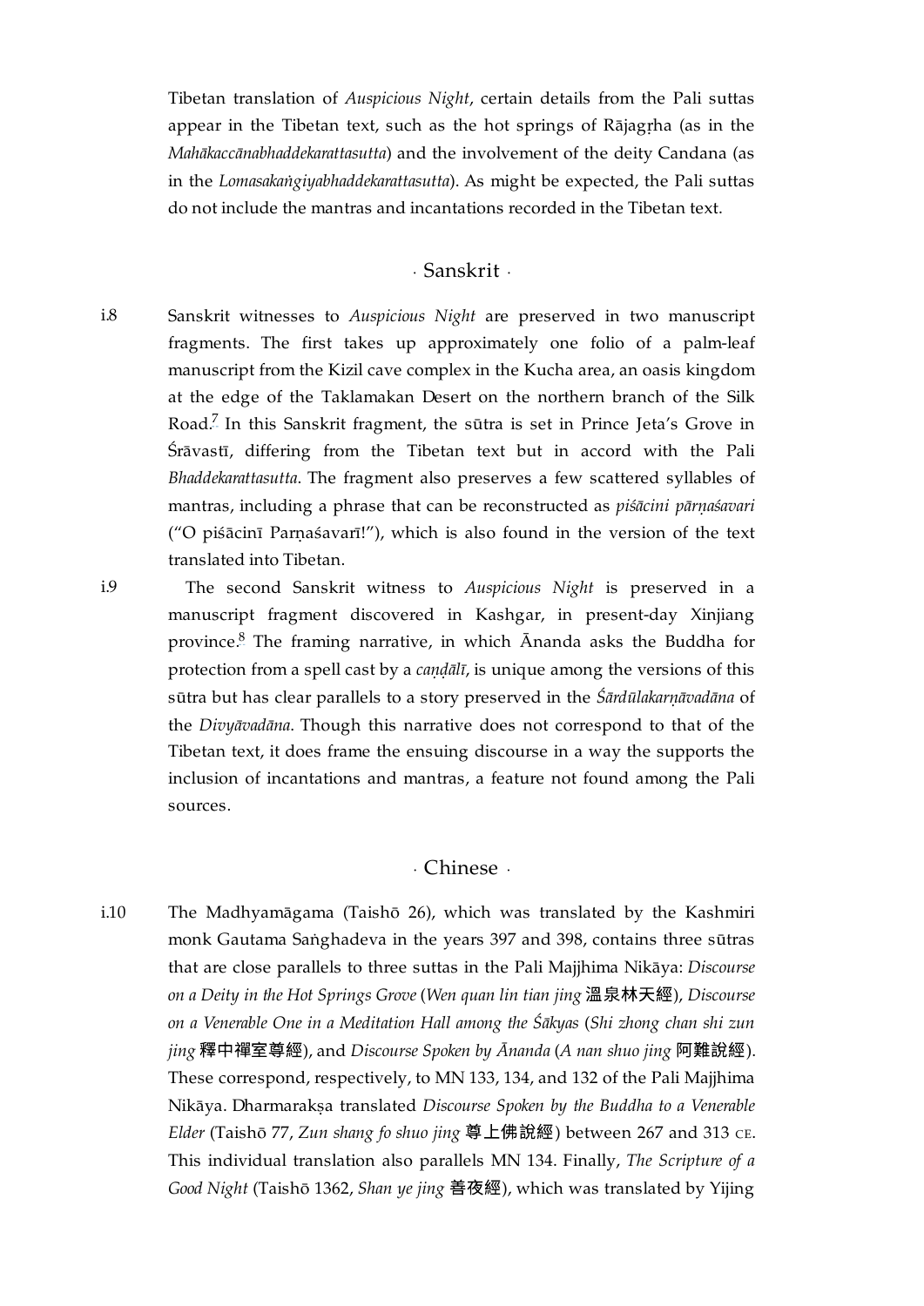Tibetan translation of *Auspicious Night*, certain details from the Pali suttas appear in the Tibetan text, such as the hot springs of Rājagṛha (as in the *Mahākaccānabhaddekarattasutta*) and the involvement of the deity Candana (as in the *Lomasakaṅgiyabhaddekarattasutta*). As might be expected, the Pali suttas do not include the mantras and incantations recorded in the Tibetan text.

## · Sanskrit ·

i.8 Sanskrit witnesses to *Auspicious Night* are preserved in two manuscript fragments. The first takes up approximately one folio of a palm-leaf manuscript from the Kizil cave complex in the Kucha area, an oasis kingdom at the edge of the Taklamakan Desert on the northern branch of the Silk Road.[7] In this Sanskrit fragment, the sūtra is set in Prince Jeta's Grove in Śrāvastī, differing from the Tibetan text but in accord with the Pali *Bhaddekarattasutta*. The fragment also preserves a few scattered syllables of mantras, including a phrase that can be reconstructed as *piśācini pārṇaśavari* ("O piśācinī Parṇaśavarī!"), which is also found in the version of the text translated into Tibetan.

i.9 The second Sanskrit witness to *Auspicious Night* is preserved in a manuscript fragment discovered in Kashgar, in present-day Xinjiang province.[8] The framing narrative, in which Ānanda asks the Buddha for protection from a spell cast by a *caṇḍālī*, is unique among the versions of this sūtra but has clear parallels to a story preserved in the *Śārdūlakarṇāvadāna* of the *Divyāvadāna*. Though this narrative does not correspond to that of the Tibetan text, it does frame the ensuing discourse in a way the supports the inclusion of incantations and mantras, a feature not found among the Pali sources.

## · Chinese ·

i.10 The Madhyamāgama (Taishō 26), which was translated by the Kashmiri monk Gautama Saṅghadeva in the years 397 and 398, contains three sūtras that are close parallels to three suttas in the Pali Majjhima Nikāya: *Discourse on a Deity in the Hot Springs Grove* (*Wen quan lin tian jing* 溫泉林天經), *Discourse on a Venerable One in a Meditation Hall among the Śākyas* (*Shi zhong chan shi zun jing* 釋中禪室尊經), and *Discourse Spoken by Ānanda* (*A nan shuo jing* 阿難說經). These correspond, respectively, to MN 133, 134, and 132 of the Pali Majjhima Nikāya. Dharmarakṣa translated *Discourse Spoken by the Buddha to a Venerable Elder* (Taishō 77, *Zun shang fo shuo jing* 尊上佛說經) between 267 and 313 CE. This individual translation also parallels MN 134. Finally, *The Scripture of a Good Night* (Taishō 1362, *Shan ye jing* 善夜經), which was translated by Yijing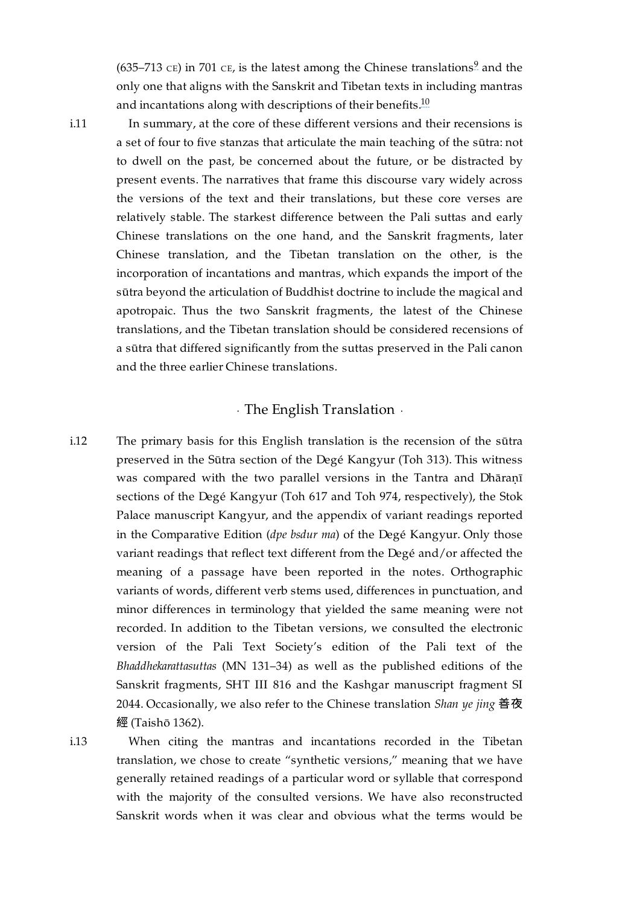(635–713 CE) in 701 CE, is the latest among the Chinese translations[9] and the only one that aligns with the Sanskrit and Tibetan texts in including mantras and incantations along with descriptions of their benefits.[10]

i.11 In summary, at the core of these different versions and their recensions is a set of four to five stanzas that articulate the main teaching of the sūtra: not to dwell on the past, be concerned about the future, or be distracted by present events. The narratives that frame this discourse vary widely across the versions of the text and their translations, but these core verses are relatively stable. The starkest difference between the Pali suttas and early Chinese translations on the one hand, and the Sanskrit fragments, later Chinese translation, and the Tibetan translation on the other, is the incorporation of incantations and mantras, which expands the import of the sūtra beyond the articulation of Buddhist doctrine to include the magical and apotropaic. Thus the two Sanskrit fragments, the latest of the Chinese translations, and the Tibetan translation should be considered recensions of a sūtra that differed significantly from the suttas preserved in the Pali canon and the three earlier Chinese translations.

## · The English Translation ·

i.12 The primary basis for this English translation is the recension of the sūtra preserved in the Sūtra section of the Degé Kangyur (Toh 313). This witness was compared with the two parallel versions in the Tantra and Dhāraṇī sections of the Degé Kangyur (Toh 617 and Toh 974, respectively), the Stok Palace manuscript Kangyur, and the appendix of variant readings reported in the Comparative Edition (*dpe bsdur ma*) of the Degé Kangyur. Only those variant readings that reflect text different from the Degé and/or affected the meaning of a passage have been reported in the notes. Orthographic variants of words, different verb stems used, differences in punctuation, and minor differences in terminology that yielded the same meaning were not recorded. In addition to the Tibetan versions, we consulted the electronic version of the Pali Text Society's edition of the Pali text of the *Bhaddhekarattasuttas* (MN 131–34) as well as the published editions of the Sanskrit fragments, SHT III 816 and the Kashgar manuscript fragment SI 2044. Occasionally, we also refer to the Chinese translation *Shan ye jing* 善夜經 (Taishō 1362).

i.13 When citing the mantras and incantations recorded in the Tibetan translation, we chose to create "synthetic versions," meaning that we have generally retained readings of a particular word or syllable that correspond with the majority of the consulted versions. We have also reconstructed Sanskrit words when it was clear and obvious what the terms would be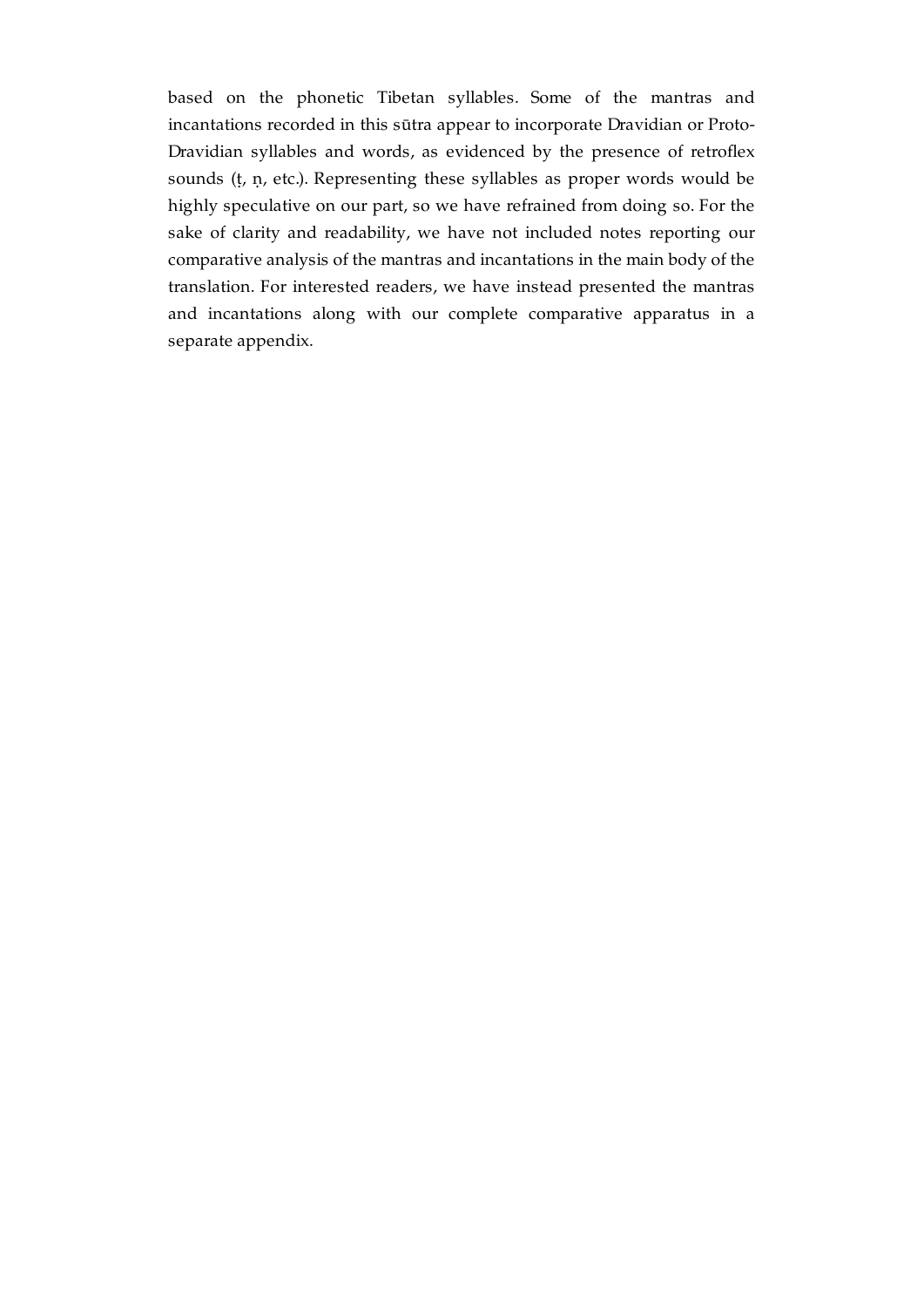based on the phonetic Tibetan syllables. Some of the mantras and incantations recorded in this sūtra appear to incorporate Dravidian or Proto-Dravidian syllables and words, as evidenced by the presence of retroflex sounds (ṭ, ṇ, etc.). Representing these syllables as proper words would be highly speculative on our part, so we have refrained from doing so. For the sake of clarity and readability, we have not included notes reporting our comparative analysis of the mantras and incantations in the main body of the translation. For interested readers, we have instead presented the mantras and incantations along with our complete comparative apparatus in a separate appendix.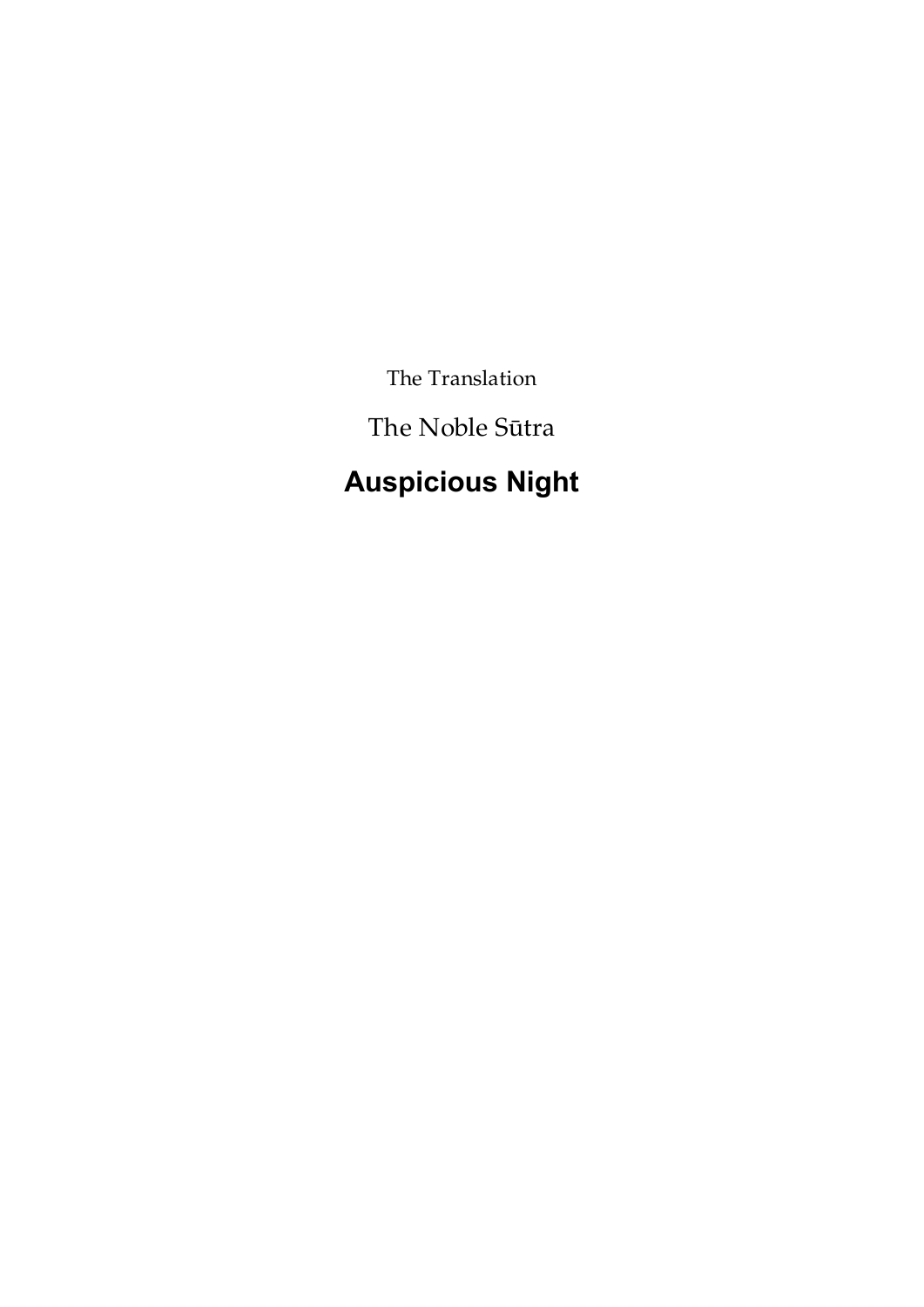The Translation

The Noble Sūtra

# Auspicious Night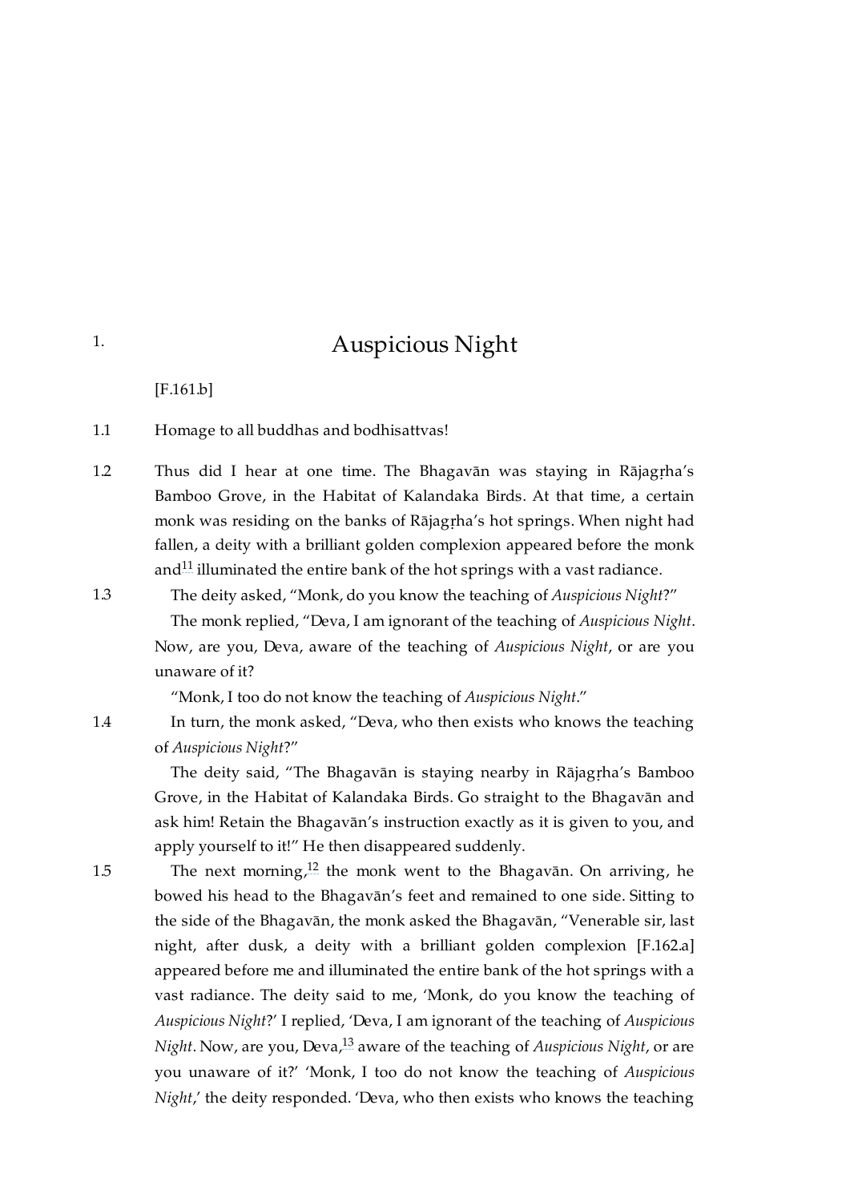# 1. Auspicious Night

[F.161.b]

1.1 Homage to all buddhas and bodhisattvas!

1.2 Thus did I hear at one time. The Bhagavān was staying in Rājagṛha's Bamboo Grove, in the Habitat of Kalandaka Birds. At that time, a certain monk was residing on the banks of Rājagṛha's hot springs. When night had fallen, a deity with a brilliant golden complexion appeared before the monk and[11] illuminated the entire bank of the hot springs with a vast radiance.

1.3 The deity asked, "Monk, do you know the teaching of *Auspicious Night*?"

The monk replied, "Deva, I am ignorant of the teaching of *Auspicious Night*. Now, are you, Deva, aware of the teaching of *Auspicious Night*, or are you unaware of it?

"Monk, I too do not know the teaching of *Auspicious Night*."

1.4 In turn, the monk asked, "Deva, who then exists who knows the teaching of *Auspicious Night*?"

The deity said, "The Bhagavān is staying nearby in Rājagṛha's Bamboo Grove, in the Habitat of Kalandaka Birds. Go straight to the Bhagavān and ask him! Retain the Bhagavān's instruction exactly as it is given to you, and apply yourself to it!" He then disappeared suddenly.

1.5 The next morning,[12] the monk went to the Bhagavān. On arriving, he bowed his head to the Bhagavān's feet and remained to one side. Sitting to the side of the Bhagavān, the monk asked the Bhagavān, "Venerable sir, last night, after dusk, a deity with a brilliant golden complexion [F.162.a] appeared before me and illuminated the entire bank of the hot springs with a vast radiance. The deity said to me, 'Monk, do you know the teaching of *Auspicious Night*?' I replied, 'Deva, I am ignorant of the teaching of *Auspicious Night*. Now, are you, Deva,[13] aware of the teaching of *Auspicious Night*, or are you unaware of it?' 'Monk, I too do not know the teaching of *Auspicious Night*,' the deity responded. 'Deva, who then exists who knows the teaching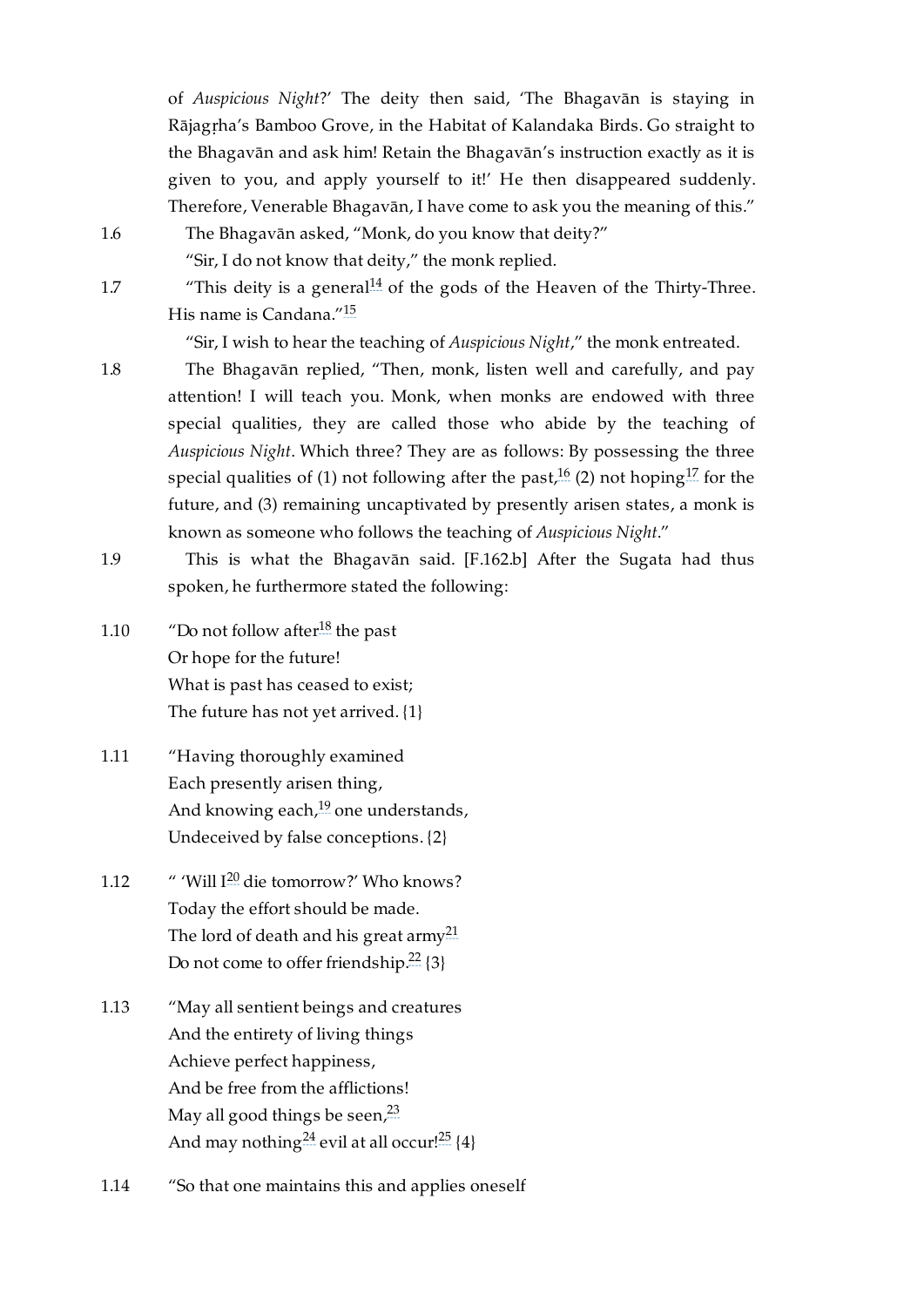of *Auspicious Night*?' The deity then said, 'The Bhagavān is staying in Rājagṛha's Bamboo Grove, in the Habitat of Kalandaka Birds. Go straight to the Bhagavān and ask him! Retain the Bhagavān's instruction exactly as it is given to you, and apply yourself to it!' He then disappeared suddenly. Therefore, Venerable Bhagavān, I have come to ask you the meaning of this."

1.6 The Bhagavān asked, "Monk, do you know that deity?"

"Sir, I do not know that deity," the monk replied.

1.7 "This deity is a general[14] of the gods of the Heaven of the Thirty-Three. His name is Candana."[15]

"Sir, I wish to hear the teaching of *Auspicious Night*," the monk entreated.

1.8 The Bhagavān replied, "Then, monk, listen well and carefully, and pay attention! I will teach you. Monk, when monks are endowed with three special qualities, they are called those who abide by the teaching of *Auspicious Night*. Which three? They are as follows: By possessing the three special qualities of (1) not following after the past,[16] (2) not hoping[17] for the future, and (3) remaining uncaptivated by presently arisen states, a monk is known as someone who follows the teaching of *Auspicious Night*."

1.9 This is what the Bhagavān said. [F.162.b] After the Sugata had thus spoken, he furthermore stated the following:

1.10 "Do not follow after[18] the past
Or hope for the future!
What is past has ceased to exist;
The future has not yet arrived. {1}

1.11 "Having thoroughly examined
Each presently arisen thing,
And knowing each,[19] one understands,
Undeceived by false conceptions. {2}

1.12 " 'Will I[20] die tomorrow?' Who knows?
Today the effort should be made.
The lord of death and his great army[21]
Do not come to offer friendship.[22] {3}

1.13 "May all sentient beings and creatures
And the entirety of living things
Achieve perfect happiness,
And be free from the afflictions!
May all good things be seen,[23]
And may nothing[24] evil at all occur![25] {4}

1.14 "So that one maintains this and applies oneself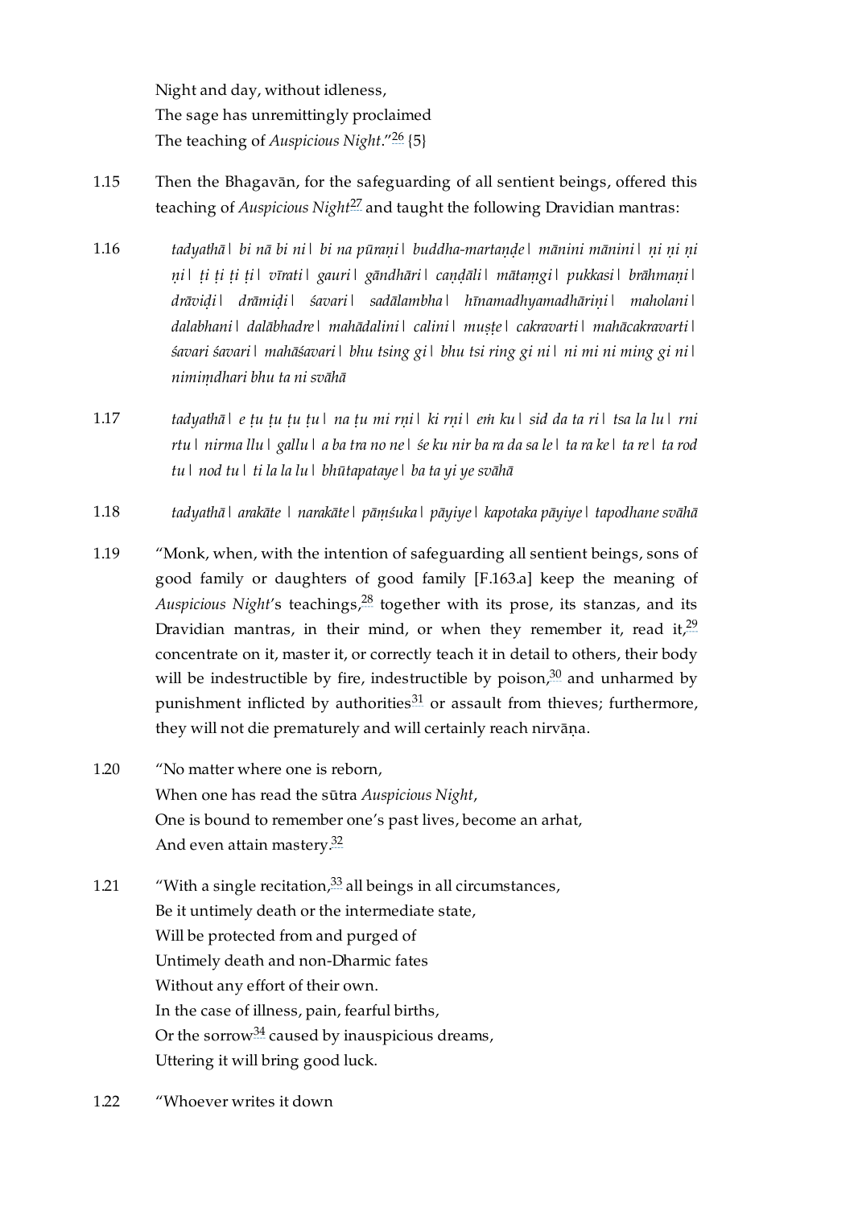Night and day, without idleness,
The sage has unremittingly proclaimed
The teaching of *Auspicious Night*."[26] {5}

1.15 Then the Bhagavān, for the safeguarding of all sentient beings, offered this teaching of *Auspicious Night*[27] and taught the following Dravidian mantras:

1.16 *tadyathā | bi nā bi ni | bi na pūraṇi | buddha-martaṇḍe | mānini mānini | ṇi ṇi ṇi ṇi | ṭi ṭi ṭi ṭi | vīrati | gauri | gāndhāri | caṇḍāli | mātaṃgi | pukkasi | brāhmaṇi | drāviḍi | drāmiḍi | śavari | sadālambha | hīnamadhyamadhāriṇi | maholani | dalabhani | dalābhadre | mahādalini | calini | muṣṭe | cakravarti | mahācakravarti | śavari śavari | mahāśavari | bhu tsing gi | bhu tsi ring gi ni | ni mi ni ming gi ni | nimiṃdhari bhu ta ni svāhā*

1.17 *tadyathā | e ṭu ṭu ṭu ṭu | na ṭu mi rṇi | ki rṇi | eṁ ku | sid da ta ri | tsa la lu | rni rtu | nirma llu | gallu | a ba tra no ne | śe ku nir ba ra da sa le | ta ra ke | ta re | ta rod tu | nod tu | ti la la lu | bhūtapataye | ba ta yi ye svāhā*

1.18 *tadyathā | arakāte | narakāte | pāṃśuka | pāyiye | kapotaka pāyiye | tapodhane svāhā*

1.19 "Monk, when, with the intention of safeguarding all sentient beings, sons of good family or daughters of good family [F.163.a] keep the meaning of *Auspicious Night*'s teachings,[28] together with its prose, its stanzas, and its Dravidian mantras, in their mind, or when they remember it, read it,[29] concentrate on it, master it, or correctly teach it in detail to others, their body will be indestructible by fire, indestructible by poison,[30] and unharmed by punishment inflicted by authorities[31] or assault from thieves; furthermore, they will not die prematurely and will certainly reach nirvāṇa.

1.20 "No matter where one is reborn,
When one has read the sūtra *Auspicious Night*,
One is bound to remember one's past lives, become an arhat,
And even attain mastery.[32]

1.21 "With a single recitation,[33] all beings in all circumstances,
Be it untimely death or the intermediate state,
Will be protected from and purged of
Untimely death and non-Dharmic fates
Without any effort of their own.
In the case of illness, pain, fearful births,
Or the sorrow[34] caused by inauspicious dreams,
Uttering it will bring good luck.

1.22 "Whoever writes it down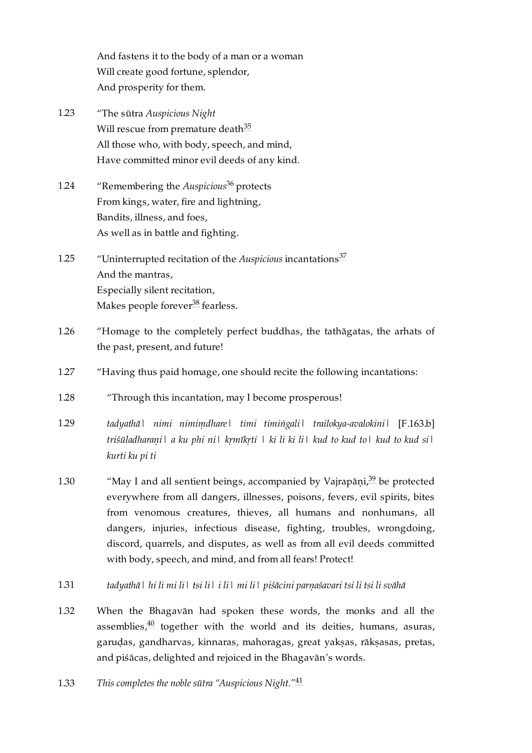And fastens it to the body of a man or a woman
Will create good fortune, splendor,
And prosperity for them.

1.23 "The sūtra *Auspicious Night*
Will rescue from premature death[35]
All those who, with body, speech, and mind,
Have committed minor evil deeds of any kind.

1.24 "Remembering the *Auspicious*[36] protects
From kings, water, fire and lightning,
Bandits, illness, and foes,
As well as in battle and fighting.

1.25 "Uninterrupted recitation of the *Auspicious* incantations[37]
And the mantras,
Especially silent recitation,
Makes people forever[38] fearless.

1.26 "Homage to the completely perfect buddhas, the tathāgatas, the arhats of the past, present, and future!

1.27 "Having thus paid homage, one should recite the following incantations:

1.28 "Through this incantation, may I become prosperous!

1.29 *tadyathā| nimi nimiṃdhare| timi timiṅgali| trailokya-avalokini|* [F.163.b] *triśūladharaṇi| a ku phi ni| kṛmīkṛti | ki li ki li| kud to kud to| kud to kud si| kurti ku pi ti*

1.30 "May I and all sentient beings, accompanied by Vajrapāṇi,[39] be protected everywhere from all dangers, illnesses, poisons, fevers, evil spirits, bites from venomous creatures, thieves, all humans and nonhumans, all dangers, injuries, infectious disease, fighting, troubles, wrongdoing, discord, quarrels, and disputes, as well as from all evil deeds committed with body, speech, and mind, and from all fears! Protect!

1.31 *tadyathā| hi li mi li| tsi li| i li| mi li| piśācini parṇaśavari tsi li tsi li svāhā*

1.32 When the Bhagavān had spoken these words, the monks and all the assemblies,[40] together with the world and its deities, humans, asuras, garuḍas, gandharvas, kinnaras, mahoragas, great yakṣas, rākṣasas, pretas, and piśācas, delighted and rejoiced in the Bhagavān's words.

1.33 *This completes the noble sūtra "Auspicious Night."*[41]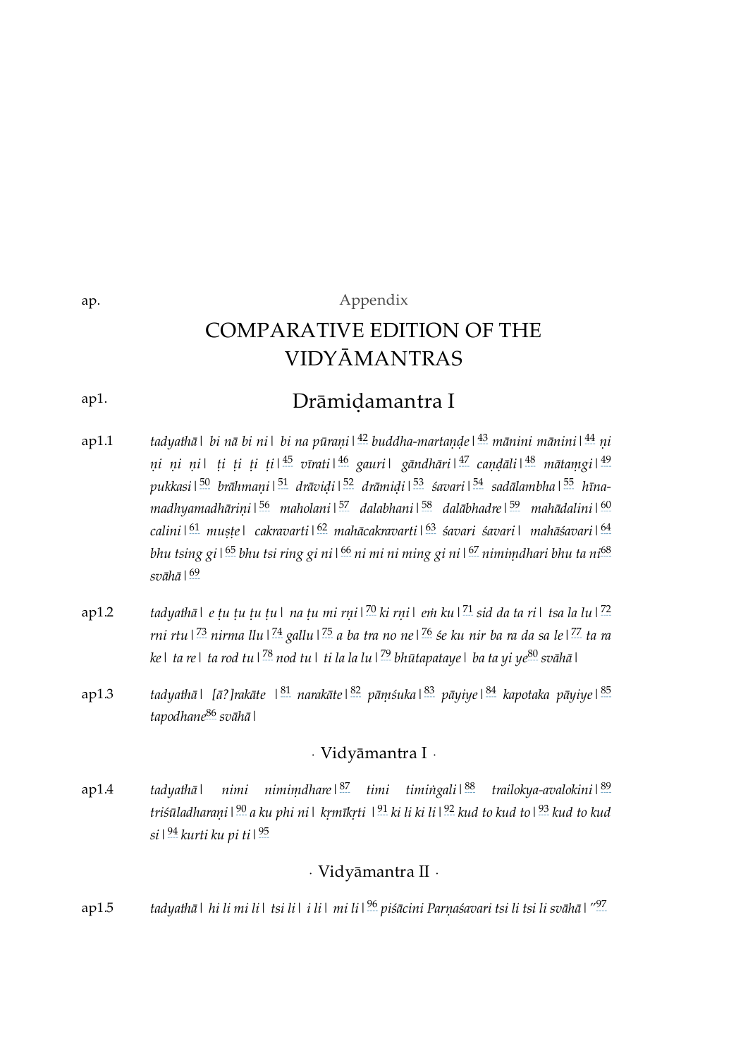ap. Appendix

# COMPARATIVE EDITION OF THE VIDYĀMANTRAS

## ap1. Drāmiḍamantra I

ap1.1 *tadyathā | bi nā bi ni | bi na pūraṇi |*[42] *buddha-martaṇḍe |*[43] *mānini mānini |*[44] *ṇi ṇi ṇi ṇi | ṭi ṭi ṭi ṭi |*[45] *vīrati |*[46] *gauri | gāndhāri |*[47] *caṇḍāli |*[48] *mātaṃgi |*[49] *pukkasi |*[50] *brāhmaṇi |*[51] *drāviḍi |*[52] *drāmiḍi |*[53] *śavari |*[54] *sadālambha |*[55] *hīna-madhyamadhāriṇi |*[56] *maholani |*[57] *dalabhani |*[58] *dalābhadre |*[59] *mahādalini |*[60] *calini |*[61] *muṣṭe | cakravarti |*[62] *mahācakravarti |*[63] *śavari śavari | mahāśavari |*[64] *bhu tsing gi |*[65] *bhu tsi ring gi ni |*[66] *ni mi ni ming gi ni |*[67] *nimiṃdhari bhu ta ni*[68] *svāhā |*[69]

ap1.2 *tadyathā | e ṭu ṭu ṭu ṭu | na ṭu mi rṇi |*[70] *ki rṇi | eṁ ku |*[71] *sid da ta ri | tsa la lu |*[72] *rni rtu |*[73] *nirma llu |*[74] *gallu |*[75] *a ba tra no ne |*[76] *śe ku nir ba ra da sa le |*[77] *ta ra ke | ta re | ta rod tu |*[78] *nod tu | ti la la lu |*[79] *bhūtapataye | ba ta yi ye*[80] *svāhā |*

ap1.3 *tadyathā | [ā?]rakāte |*[81] *narakāte |*[82] *pāṃśuka |*[83] *pāyiye |*[84] *kapotaka pāyiye |*[85] *tapodhane*[86] *svāhā |*

### · Vidyāmantra I ·

ap1.4 *tadyathā | nimi nimiṃdhare |*[87] *timi timiṅgali |*[88] *trailokya-avalokini |*[89] *triśūladharaṇi |*[90] *a ku phi ni | kṛmīkṛti |*[91] *ki li ki li |*[92] *kud to kud to |*[93] *kud to kud si |*[94] *kurti ku pi ti |*[95]

### · Vidyāmantra II ·

ap1.5 *tadyathā | hi li mi li | tsi li | i li | mi li |*[96] *piśācini Parṇaśavari tsi li tsi li svāhā |"*[97]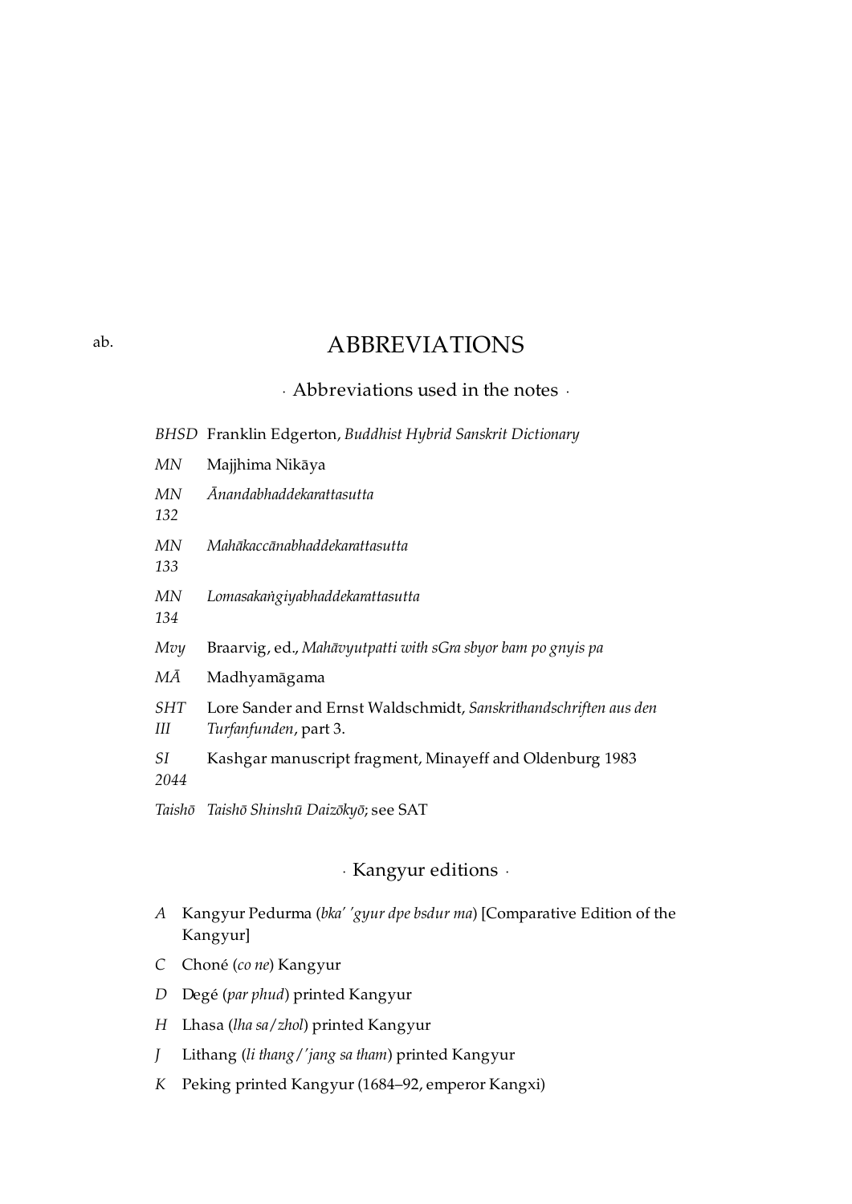ab.

# ABBREVIATIONS

### · Abbreviations used in the notes ·

*BHSD* Franklin Edgerton, *Buddhist Hybrid Sanskrit Dictionary*

*MN* Majjhima Nikāya

*MN 132* *Ānandabhaddekarattasutta*

*MN 133* *Mahākaccānabhaddekarattasutta*

*MN 134* *Lomasakaṅgiyabhaddekarattasutta*

*Mvy* Braarvig, ed., *Mahāvyutpatti with sGra sbyor bam po gnyis pa*

*MĀ* Madhyamāgama

*SHT III* Lore Sander and Ernst Waldschmidt, *Sanskrithandschriften aus den Turfanfunden*, part 3.

*SI 2044* Kashgar manuscript fragment, Minayeff and Oldenburg 1983

*Taishō* *Taishō Shinshū Daizōkyō*; see SAT

### · Kangyur editions ·

*A* Kangyur Pedurma (*bka' 'gyur dpe bsdur ma*) [Comparative Edition of the Kangyur]

*C* Choné (*co ne*) Kangyur

*D* Degé (*par phud*) printed Kangyur

*H* Lhasa (*lha sa/zhol*) printed Kangyur

*J* Lithang (*li thang/'jang sa tham*) printed Kangyur

*K* Peking printed Kangyur (1684–92, emperor Kangxi)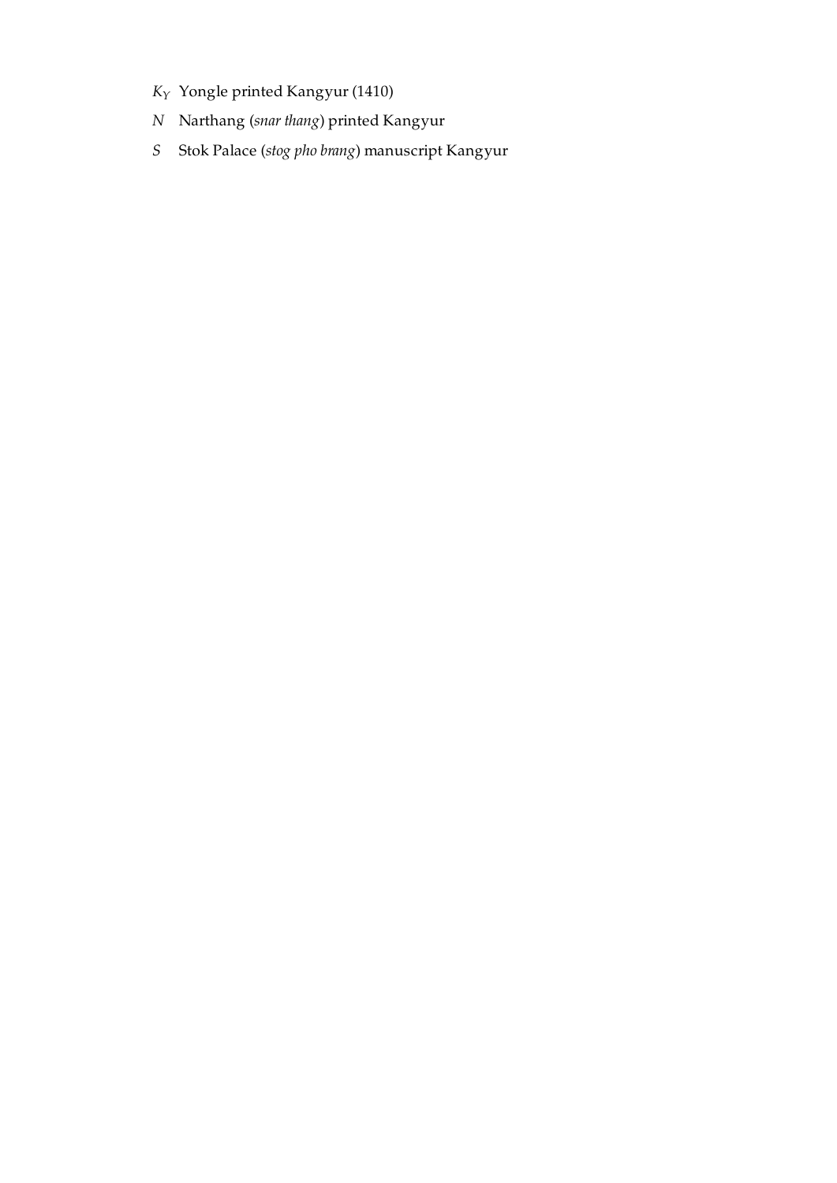$K_Y$ Yongle printed Kangyur (1410)

$N$ Narthang (*snar thang*) printed Kangyur

$S$ Stok Palace (*stog pho brang*) manuscript Kangyur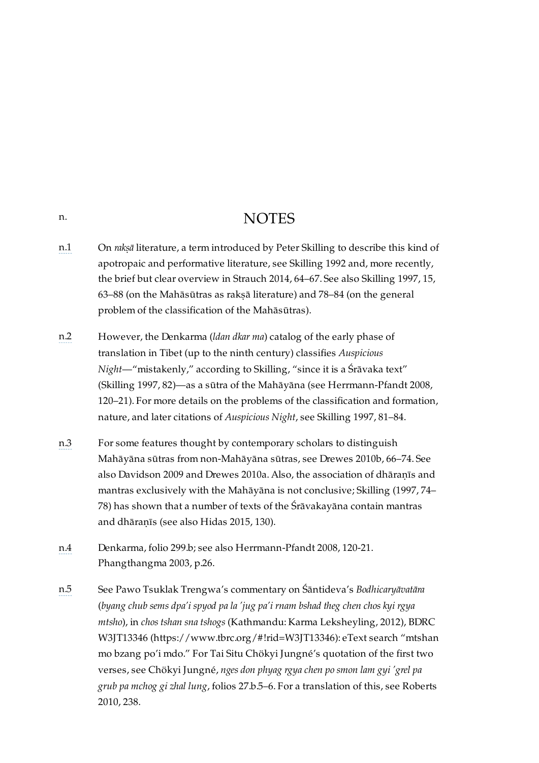# n. NOTES

n.1 On *rakṣā* literature, a term introduced by Peter Skilling to describe this kind of apotropaic and performative literature, see Skilling 1992 and, more recently, the brief but clear overview in Strauch 2014, 64–67. See also Skilling 1997, 15, 63–88 (on the Mahāsūtras as rakṣā literature) and 78–84 (on the general problem of the classification of the Mahāsūtras).

n.2 However, the Denkarma (*ldan dkar ma*) catalog of the early phase of translation in Tibet (up to the ninth century) classifies *Auspicious Night*—"mistakenly," according to Skilling, "since it is a Śrāvaka text" (Skilling 1997, 82)—as a sūtra of the Mahāyāna (see Herrmann-Pfandt 2008, 120–21). For more details on the problems of the classification and formation, nature, and later citations of *Auspicious Night*, see Skilling 1997, 81–84.

n.3 For some features thought by contemporary scholars to distinguish Mahāyāna sūtras from non-Mahāyāna sūtras, see Drewes 2010b, 66–74. See also Davidson 2009 and Drewes 2010a. Also, the association of dhāraṇīs and mantras exclusively with the Mahāyāna is not conclusive; Skilling (1997, 74–78) has shown that a number of texts of the Śrāvakayāna contain mantras and dhāraṇīs (see also Hidas 2015, 130).

n.4 Denkarma, folio 299.b; see also Herrmann-Pfandt 2008, 120-21. Phangthangma 2003, p.26.

n.5 See Pawo Tsuklak Trengwa's commentary on Śāntideva's *Bodhicaryāvatāra* (*byang chub sems dpa'i spyod pa la 'jug pa'i rnam bshad theg chen chos kyi rgya mtsho*), in *chos tshan sna tshogs* (Kathmandu: Karma Leksheyling, 2012), BDRC W3JT13346 (https://www.tbrc.org/#!rid=W3JT13346): eText search "mtshan mo bzang po'i mdo." For Tai Situ Chökyi Jungné's quotation of the first two verses, see Chökyi Jungné, *nges don phyag rgya chen po smon lam gyi 'grel pa grub pa mchog gi zhal lung*, folios 27.b.5–6. For a translation of this, see Roberts 2010, 238.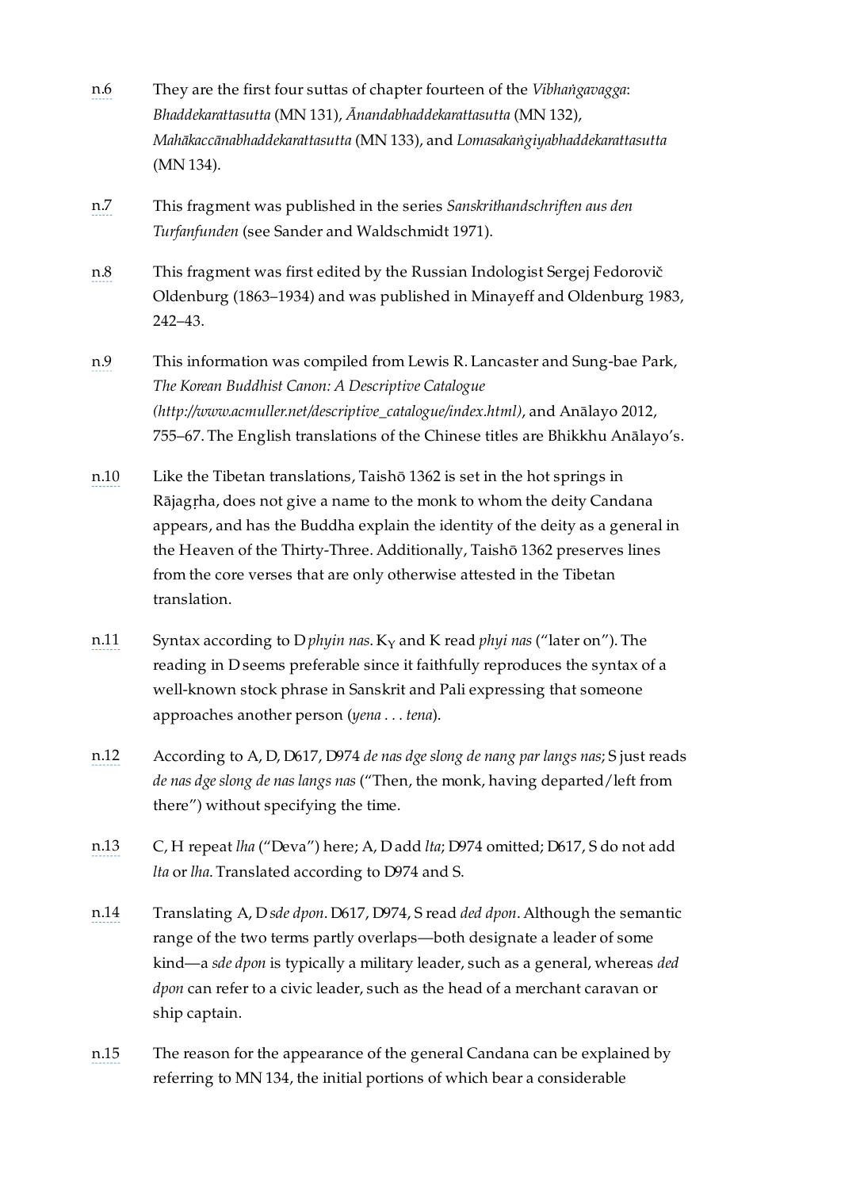n.6 They are the first four suttas of chapter fourteen of the *Vibhaṅgavagga*: *Bhaddekarattasutta* (MN 131), *Ānandabhaddekarattasutta* (MN 132), *Mahākaccānabhaddekarattasutta* (MN 133), and *Lomasakaṅgiyabhaddekarattasutta* (MN 134).

n.7 This fragment was published in the series *Sanskrithandschriften aus den Turfanfunden* (see Sander and Waldschmidt 1971).

n.8 This fragment was first edited by the Russian Indologist Sergej Fedorovič Oldenburg (1863–1934) and was published in Minayeff and Oldenburg 1983, 242–43.

n.9 This information was compiled from Lewis R. Lancaster and Sung-bae Park, *The Korean Buddhist Canon: A Descriptive Catalogue (http://www.acmuller.net/descriptive_catalogue/index.html)*, and Anālayo 2012, 755–67. The English translations of the Chinese titles are Bhikkhu Anālayo's.

n.10 Like the Tibetan translations, Taishō 1362 is set in the hot springs in Rājagṛha, does not give a name to the monk to whom the deity Candana appears, and has the Buddha explain the identity of the deity as a general in the Heaven of the Thirty-Three. Additionally, Taishō 1362 preserves lines from the core verses that are only otherwise attested in the Tibetan translation.

n.11 Syntax according to D *phyin nas*. $K_Y$ and K read *phyi nas* ("later on"). The reading in D seems preferable since it faithfully reproduces the syntax of a well-known stock phrase in Sanskrit and Pali expressing that someone approaches another person (*yena . . . tena*).

n.12 According to A, D, D617, D974 *de nas dge slong de nang par langs nas*; S just reads *de nas dge slong de nas langs nas* ("Then, the monk, having departed/left from there") without specifying the time.

n.13 C, H repeat *lha* ("Deva") here; A, D add *lta*; D974 omitted; D617, S do not add *lta* or *lha*. Translated according to D974 and S.

n.14 Translating A, D *sde dpon*. D617, D974, S read *ded dpon*. Although the semantic range of the two terms partly overlaps—both designate a leader of some kind—a *sde dpon* is typically a military leader, such as a general, whereas *ded dpon* can refer to a civic leader, such as the head of a merchant caravan or ship captain.

n.15 The reason for the appearance of the general Candana can be explained by referring to MN 134, the initial portions of which bear a considerable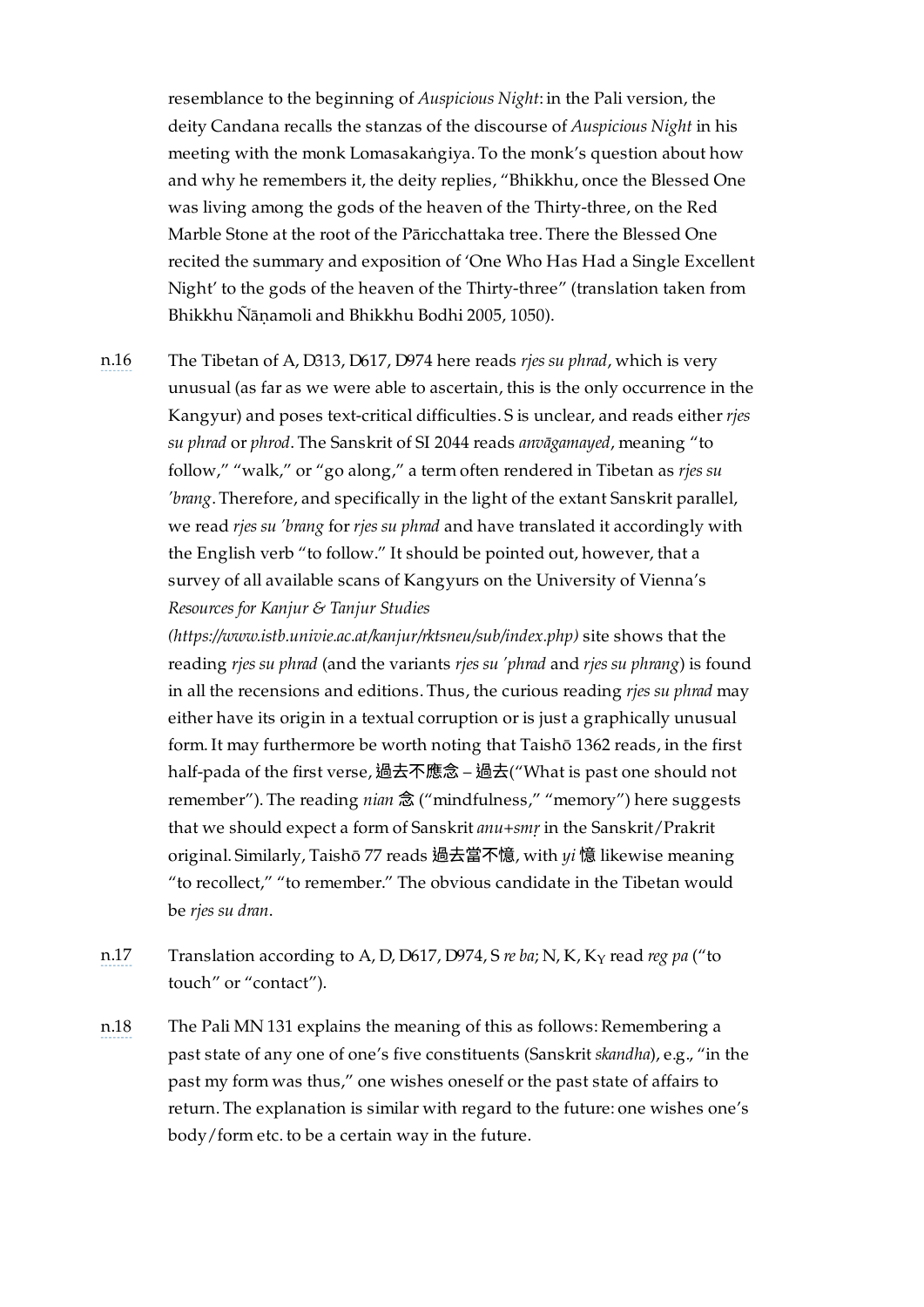resemblance to the beginning of *Auspicious Night*: in the Pali version, the deity Candana recalls the stanzas of the discourse of *Auspicious Night* in his meeting with the monk Lomasakaṅgiya. To the monk's question about how and why he remembers it, the deity replies, "Bhikkhu, once the Blessed One was living among the gods of the heaven of the Thirty-three, on the Red Marble Stone at the root of the Pāricchattaka tree. There the Blessed One recited the summary and exposition of 'One Who Has Had a Single Excellent Night' to the gods of the heaven of the Thirty-three" (translation taken from Bhikkhu Ñāṇamoli and Bhikkhu Bodhi 2005, 1050).

n.16 The Tibetan of A, D313, D617, D974 here reads *rjes su phrad*, which is very unusual (as far as we were able to ascertain, this is the only occurrence in the Kangyur) and poses text-critical difficulties. S is unclear, and reads either *rjes su phrad* or *phrod*. The Sanskrit of SI 2044 reads *anvāgamayed*, meaning "to follow," "walk," or "go along," a term often rendered in Tibetan as *rjes su 'brang*. Therefore, and specifically in the light of the extant Sanskrit parallel, we read *rjes su 'brang* for *rjes su phrad* and have translated it accordingly with the English verb "to follow." It should be pointed out, however, that a survey of all available scans of Kangyurs on the University of Vienna's *Resources for Kanjur & Tanjur Studies (https://www.istb.univie.ac.at/kanjur/rktsneu/sub/index.php)* site shows that the reading *rjes su phrad* (and the variants *rjes su 'phrad* and *rjes su phrang*) is found in all the recensions and editions. Thus, the curious reading *rjes su phrad* may either have its origin in a textual corruption or is just a graphically unusual form. It may furthermore be worth noting that Taishō 1362 reads, in the first half-pada of the first verse, 過去不應念 – 過去("What is past one should not remember"). The reading *nian* 念 ("mindfulness," "memory") here suggests that we should expect a form of Sanskrit *anu+smṛ* in the Sanskrit/Prakrit original. Similarly, Taishō 77 reads 過去當不憶, with *yi* 憶 likewise meaning "to recollect," "to remember." The obvious candidate in the Tibetan would be *rjes su dran*.

n.17 Translation according to A, D, D617, D974, S *re ba*; N, K, $K_Y$ read *reg pa* ("to touch" or "contact").

n.18 The Pali MN 131 explains the meaning of this as follows: Remembering a past state of any one of one's five constituents (Sanskrit *skandha*), e.g., "in the past my form was thus," one wishes oneself or the past state of affairs to return. The explanation is similar with regard to the future: one wishes one's body/form etc. to be a certain way in the future.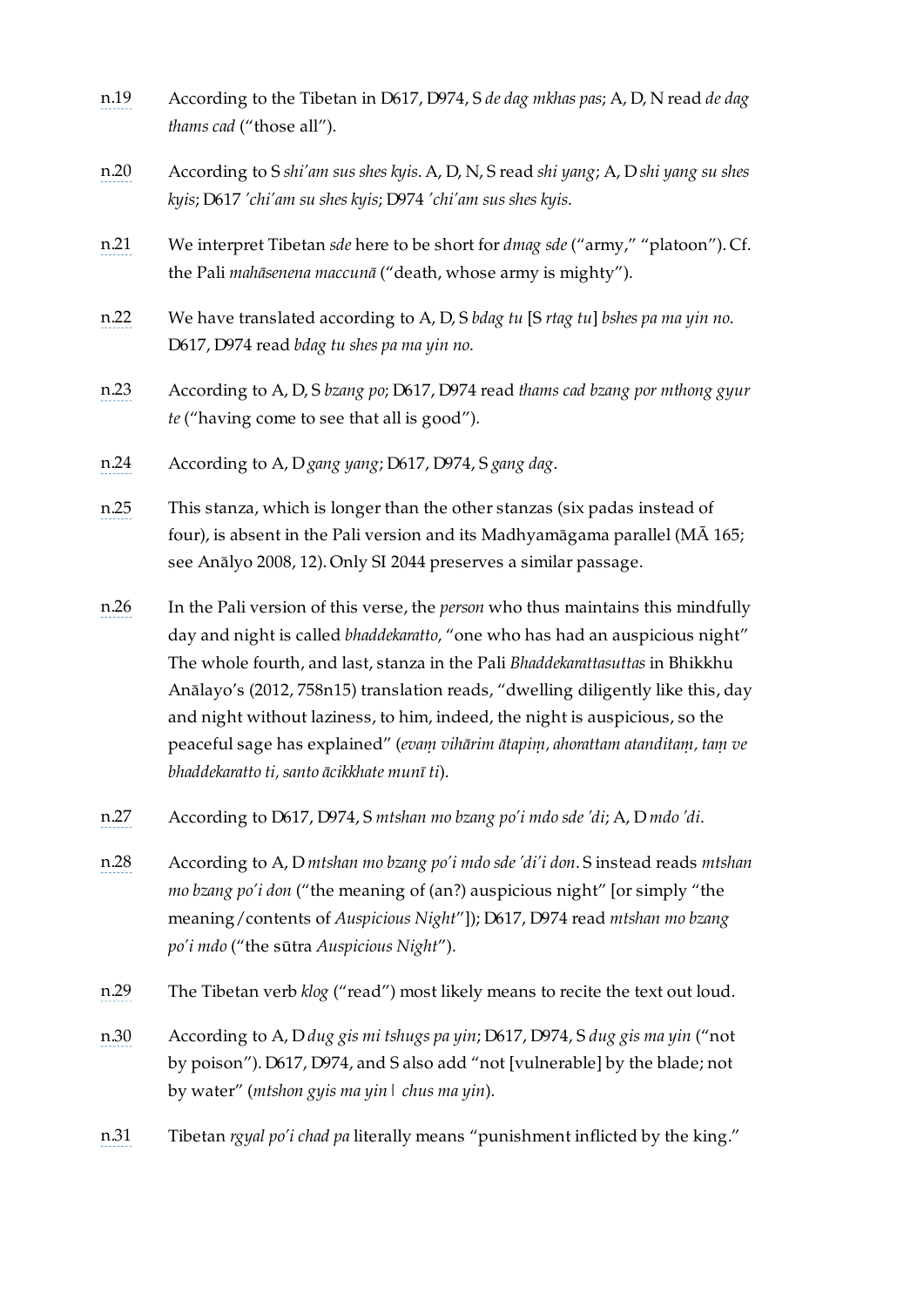n.19 According to the Tibetan in D617, D974, S *de dag mkhas pas*; A, D, N read *de dag thams cad* ("those all").

n.20 According to S *shi'am sus shes kyis*. A, D, N, S read *shi yang*; A, D *shi yang su shes kyis*; D617 *'chi'am su shes kyis*; D974 *'chi'am sus shes kyis*.

n.21 We interpret Tibetan *sde* here to be short for *dmag sde* ("army," "platoon"). Cf. the Pali *mahāsenena maccunā* ("death, whose army is mighty").

n.22 We have translated according to A, D, S *bdag tu* [S *rtag tu*] *bshes pa ma yin no*. D617, D974 read *bdag tu shes pa ma yin no*.

n.23 According to A, D, S *bzang po*; D617, D974 read *thams cad bzang por mthong gyur te* ("having come to see that all is good").

n.24 According to A, D *gang yang*; D617, D974, S *gang dag*.

n.25 This stanza, which is longer than the other stanzas (six padas instead of four), is absent in the Pali version and its Madhyamāgama parallel (MĀ 165; see Anālyo 2008, 12). Only SI 2044 preserves a similar passage.

n.26 In the Pali version of this verse, the *person* who thus maintains this mindfully day and night is called *bhaddekaratto*, "one who has had an auspicious night" The whole fourth, and last, stanza in the Pali *Bhaddekarattasuttas* in Bhikkhu Anālayo's (2012, 758n15) translation reads, "dwelling diligently like this, day and night without laziness, to him, indeed, the night is auspicious, so the peaceful sage has explained" (*evaṃ vihārim ātapiṃ, ahorattam atanditaṃ, taṃ ve bhaddekaratto ti, santo ācikkhate munī ti*).

n.27 According to D617, D974, S *mtshan mo bzang po'i mdo sde 'di*; A, D *mdo 'di*.

n.28 According to A, D *mtshan mo bzang po'i mdo sde 'di'i don*. S instead reads *mtshan mo bzang po'i don* ("the meaning of (an?) auspicious night" [or simply "the meaning/contents of *Auspicious Night*"]); D617, D974 read *mtshan mo bzang po'i mdo* ("the sūtra *Auspicious Night*").

n.29 The Tibetan verb *klog* ("read") most likely means to recite the text out loud.

n.30 According to A, D *dug gis mi tshugs pa yin*; D617, D974, S *dug gis ma yin* ("not by poison"). D617, D974, and S also add "not [vulnerable] by the blade; not by water" (*mtshon gyis ma yin | chus ma yin*).

n.31 Tibetan *rgyal po'i chad pa* literally means "punishment inflicted by the king."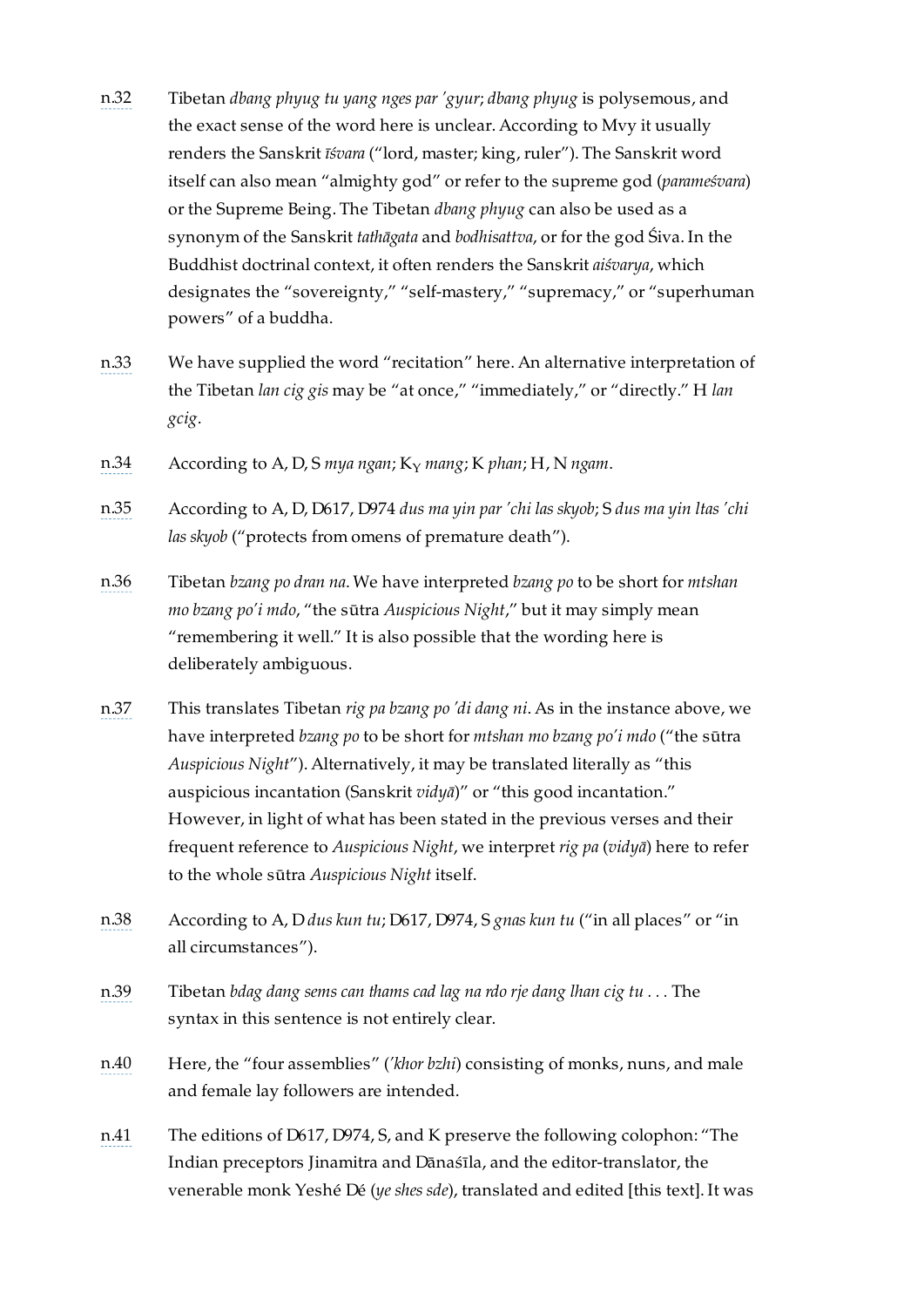n.32 Tibetan *dbang phyug tu yang nges par 'gyur*; *dbang phyug* is polysemous, and the exact sense of the word here is unclear. According to Mvy it usually renders the Sanskrit *īśvara* ("lord, master; king, ruler"). The Sanskrit word itself can also mean "almighty god" or refer to the supreme god (*parameśvara*) or the Supreme Being. The Tibetan *dbang phyug* can also be used as a synonym of the Sanskrit *tathāgata* and *bodhisattva*, or for the god Śiva. In the Buddhist doctrinal context, it often renders the Sanskrit *aiśvarya*, which designates the "sovereignty," "self-mastery," "supremacy," or "superhuman powers" of a buddha.

n.33 We have supplied the word "recitation" here. An alternative interpretation of the Tibetan *lan cig gis* may be "at once," "immediately," or "directly." H *lan gcig*.

n.34 According to A, D, S *mya ngan*; $K_Y$ *mang*; K *phan*; H, N *ngam*.

n.35 According to A, D, D617, D974 *dus ma yin par 'chi las skyob*; S *dus ma yin ltas 'chi las skyob* ("protects from omens of premature death").

n.36 Tibetan *bzang po dran na*. We have interpreted *bzang po* to be short for *mtshan mo bzang po'i mdo*, "the sūtra *Auspicious Night*," but it may simply mean "remembering it well." It is also possible that the wording here is deliberately ambiguous.

n.37 This translates Tibetan *rig pa bzang po 'di dang ni*. As in the instance above, we have interpreted *bzang po* to be short for *mtshan mo bzang po'i mdo* ("the sūtra *Auspicious Night*"). Alternatively, it may be translated literally as "this auspicious incantation (Sanskrit *vidyā*)" or "this good incantation." However, in light of what has been stated in the previous verses and their frequent reference to *Auspicious Night*, we interpret *rig pa* (*vidyā*) here to refer to the whole sūtra *Auspicious Night* itself.

n.38 According to A, D *dus kun tu*; D617, D974, S *gnas kun tu* ("in all places" or "in all circumstances").

n.39 Tibetan *bdag dang sems can thams cad lag na rdo rje dang lhan cig tu* . . . The syntax in this sentence is not entirely clear.

n.40 Here, the "four assemblies" (*'khor bzhi*) consisting of monks, nuns, and male and female lay followers are intended.

n.41 The editions of D617, D974, S, and K preserve the following colophon: "The Indian preceptors Jinamitra and Dānaśīla, and the editor-translator, the venerable monk Yeshé Dé (*ye shes sde*), translated and edited [this text]. It was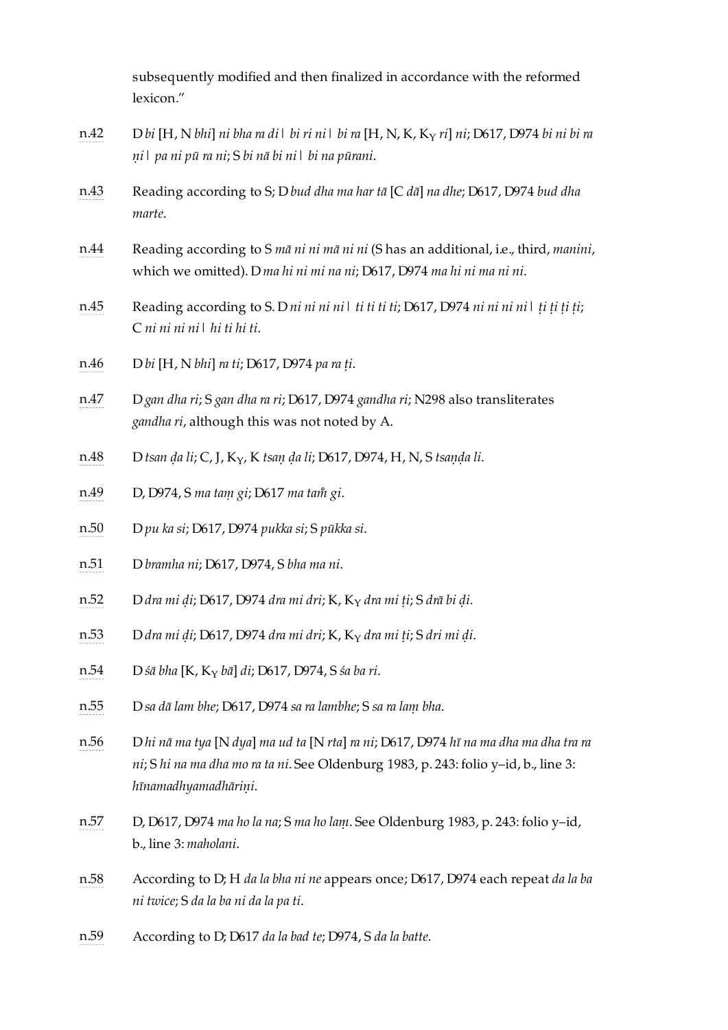subsequently modified and then finalized in accordance with the reformed lexicon."

n.42 D *bi* [H, N *bhi*] *ni bha ra di* | *bi ri ni* | *bi ra* [H, N, K, $K_Y$ *ri*] *ni*; D617, D974 *bi ni bi ra ṇi* | *pa ni pū ra ni*; S *bi nā bi ni* | *bi na pūrani*.

n.43 Reading according to S; D *bud dha ma har tā* [C *dā*] *na dhe*; D617, D974 *bud dha marte*.

n.44 Reading according to S *mā ni ni mā ni ni* (S has an additional, i.e., third, *manini*, which we omitted). D *ma hi ni mi na ni*; D617, D974 *ma hi ni ma ni ni*.

n.45 Reading according to S. D *ni ni ni ni* | *ti ti ti ti*; D617, D974 *ni ni ni ni* | *ṭi ṭi ṭi ṭi*; C *ni ni ni ni* | *hi ti hi ti*.

n.46 D *bi* [H, N *bhi*] *ra ti*; D617, D974 *pa ra ṭi*.

n.47 D *gan dha ri*; S *gan dha ra ri*; D617, D974 *gandha ri*; N298 also transliterates *gandha ri*, although this was not noted by A.

n.48 D *tsan ḍa li*; C, J, $K_Y$, K *tsaṇ ḍa li*; D617, D974, H, N, S *tsaṇḍa li*.

n.49 D, D974, S *ma taṃ gi*; D617 *ma taṁ gi*.

n.50 D *pu ka si*; D617, D974 *pukka si*; S *pūkka si*.

n.51 D *bramha ni*; D617, D974, S *bha ma ni*.

n.52 D *dra mi ḍi*; D617, D974 *dra mi dri*; K, $K_Y$ *dra mi ṭi*; S *drā bi ḍi*.

n.53 D *dra mi ḍi*; D617, D974 *dra mi dri*; K, $K_Y$ *dra mi ṭi*; S *dri mi ḍi*.

n.54 D *śā bha* [K, $K_Y$ *bā*] *di*; D617, D974, S *śa ba ri*.

n.55 D *sa dā lam bhe*; D617, D974 *sa ra lambhe*; S *sa ra laṃ bha*.

n.56 D *hi nā ma tya* [N *dya*] *ma ud ta* [N *rta*] *ra ni*; D617, D974 *hī na ma dha ma dha tra ra ni*; S *hi na ma dha mo ra ta ni*. See Oldenburg 1983, p. 243: folio y–id, b., line 3: *hīnamadhyamadhāriṇi*.

n.57 D, D617, D974 *ma ho la na*; S *ma ho laṃ*. See Oldenburg 1983, p. 243: folio y–id, b., line 3: *maholani*.

n.58 According to D; H *da la bha ni ne* appears once; D617, D974 each repeat *da la ba ni twice*; S *da la ba ni da la pa ti*.

n.59 According to D; D617 *da la bad te*; D974, S *da la batte*.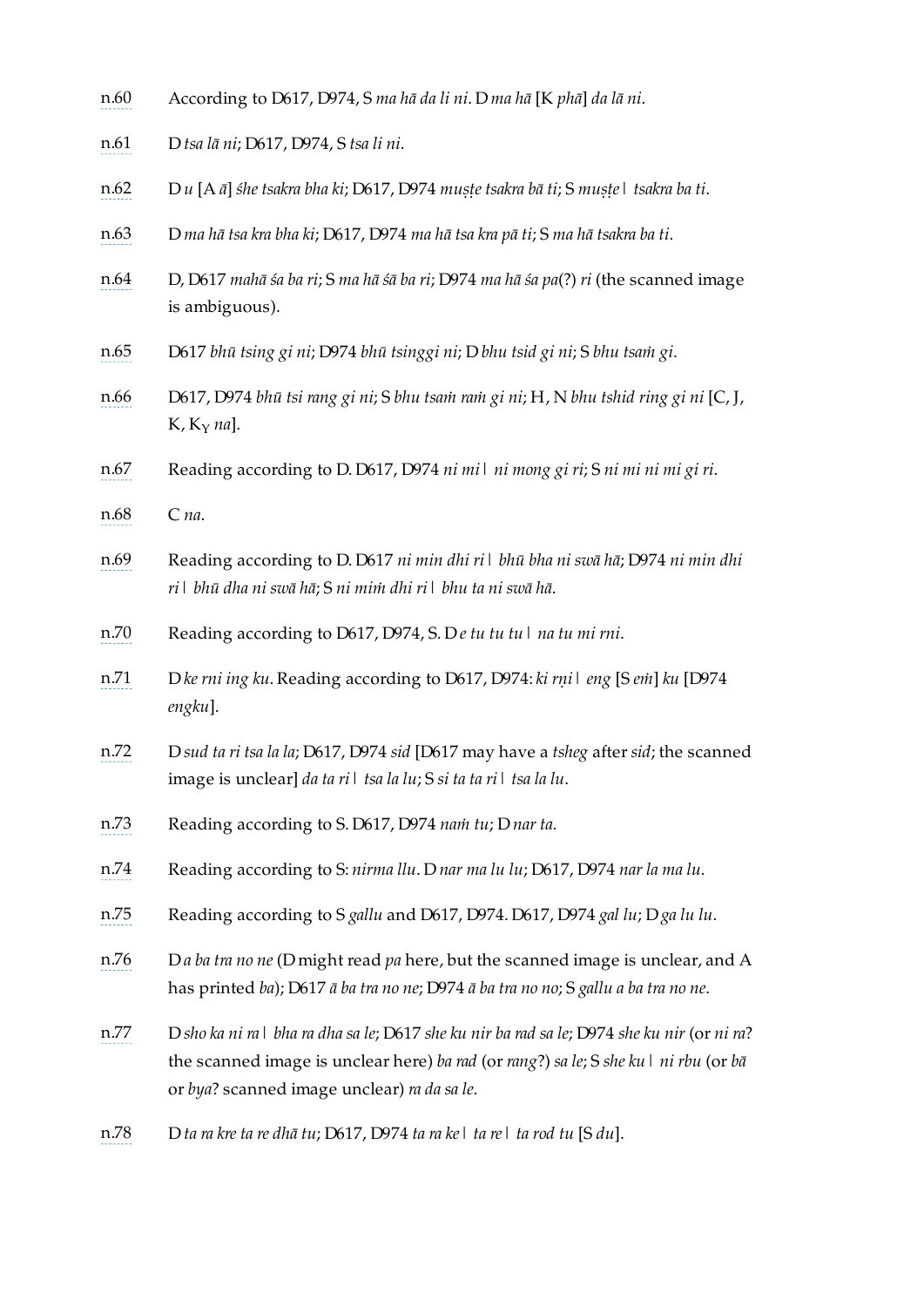n.60 According to D617, D974, S *ma hā da li ni*. D *ma hā* [K *phā*] *da lā ni*.

n.61 D *tsa lā ni*; D617, D974, S *tsa li ni*.

n.62 D *u* [A *ā*] *śhe tsakra bha ki*; D617, D974 *muṣṭe tsakra bā ti*; S *muṣṭe*। *tsakra ba ti*.

n.63 D *ma hā tsa kra bha ki*; D617, D974 *ma hā tsa kra pā ti*; S *ma hā tsakra ba ti*.

n.64 D, D617 *mahā śa ba ri*; S *ma hā śā ba ri*; D974 *ma hā śa pa*(?) *ri* (the scanned image is ambiguous).

n.65 D617 *bhū tsing gi ni*; D974 *bhū tsinggi ni*; D *bhu tsid gi ni*; S *bhu tsaṁ gi*.

n.66 D617, D974 *bhū tsi rang gi ni*; S *bhu tsaṁ raṁ gi ni*; H, N *bhu tshid ring gi ni* [C, J, K, $K_Y$ *na*].

n.67 Reading according to D. D617, D974 *ni mi*। *ni mong gi ri*; S *ni mi ni mi gi ri*.

n.68 C *na*.

n.69 Reading according to D. D617 *ni min dhi ri*। *bhū bha ni swā hā*; D974 *ni min dhi ri*। *bhū dha ni swā hā*; S *ni miṁ dhi ri*। *bhu ta ni swā hā*.

n.70 Reading according to D617, D974, S. D *e tu tu tu*। *na tu mi rni*.

n.71 D *ke rni ing ku*. Reading according to D617, D974: *ki rṇi*। *eng* [S *eṁ*] *ku* [D974 *engku*].

n.72 D *sud ta ri tsa la la*; D617, D974 *sid* [D617 may have a *tsheg* after *sid*; the scanned image is unclear] *da ta ri*। *tsa la lu*; S *si ta ta ri*। *tsa la lu*.

n.73 Reading according to S. D617, D974 *naṁ tu*; D *nar ta*.

n.74 Reading according to S: *nirma llu*. D *nar ma lu lu*; D617, D974 *nar la ma lu*.

n.75 Reading according to S *gallu* and D617, D974. D617, D974 *gal lu*; D *ga lu lu*.

n.76 D *a ba tra no ne* (D might read *pa* here, but the scanned image is unclear, and A has printed *ba*); D617 *ā ba tra no ne*; D974 *ā ba tra no no*; S *gallu a ba tra no ne*.

n.77 D *sho ka ni ra*। *bha ra dha sa le*; D617 *she ku nir ba rad sa le*; D974 *she ku nir* (or *ni ra*? the scanned image is unclear here) *ba rad* (or *rang*?) *sa le*; S *she ku*। *ni rbu* (or *bā* or *bya*? scanned image unclear) *ra da sa le*.

n.78 D *ta ra kre ta re dhā tu*; D617, D974 *ta ra ke*। *ta re*। *ta rod tu* [S *du*].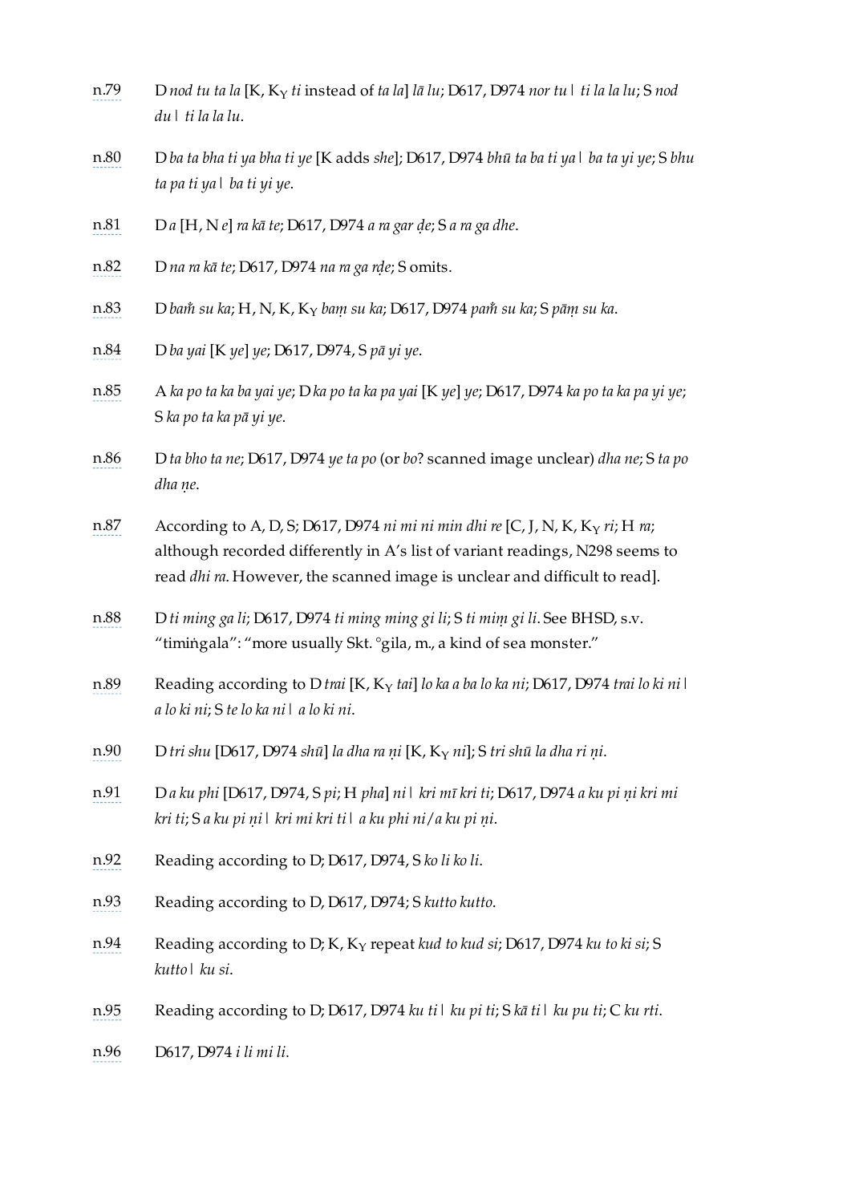n.79 D *nod tu ta la* [K, $K_Y$ *ti* instead of *ta la*] *lā lu*; D617, D974 *nor tu | ti la la lu*; S *nod du | ti la la lu*.

n.80 D *ba ta bha ti ya bha ti ye* [K adds *she*]; D617, D974 *bhū ta ba ti ya | ba ta yi ye*; S *bhu ta pa ti ya | ba ti yi ye*.

n.81 D *a* [H, N *e*] *ra kā te*; D617, D974 *a ra gar ḍe*; S *a ra ga dhe*.

n.82 D *na ra kā te*; D617, D974 *na ra ga rḍe*; S omits.

n.83 D *baṁ su ka*; H, N, K, $K_Y$ *baṃ su ka*; D617, D974 *paṁ su ka*; S *pāṃ su ka*.

n.84 D *ba yai* [K *ye*] *ye*; D617, D974, S *pā yi ye*.

n.85 A *ka po ta ka ba yai ye*; D *ka po ta ka pa yai* [K *ye*] *ye*; D617, D974 *ka po ta ka pa yi ye*; S *ka po ta ka pā yi ye*.

n.86 D *ta bho ta ne*; D617, D974 *ye ta po* (or *bo*? scanned image unclear) *dha ne*; S *ta po dha ṇe*.

n.87 According to A, D, S; D617, D974 *ni mi ni min dhi re* [C, J, N, K, $K_Y$ *ri*; H *ra*; although recorded differently in A's list of variant readings, N298 seems to read *dhi ra*. However, the scanned image is unclear and difficult to read].

n.88 D *ti ming ga li*; D617, D974 *ti ming ming gi li*; S *ti miṃ gi li*. See BHSD, s.v. "timiṅgala": "more usually Skt. °gila, m., a kind of sea monster."

n.89 Reading according to D *trai* [K, $K_Y$ *tai*] *lo ka a ba lo ka ni*; D617, D974 *trai lo ki ni | a lo ki ni*; S *te lo ka ni | a lo ki ni*.

n.90 D *tri shu* [D617, D974 *shū*] *la dha ra ṇi* [K, $K_Y$ *ni*]; S *tri shū la dha ri ṇi*.

n.91 D *a ku phi* [D617, D974, S *pi*; H *pha*] *ni | kri mī kri ti*; D617, D974 *a ku pi ṇi kri mi kri ti*; S *a ku pi ṇi | kri mi kri ti | a ku phi ni / a ku pi ṇi*.

n.92 Reading according to D; D617, D974, S *ko li ko li*.

n.93 Reading according to D, D617, D974; S *kutto kutto*.

n.94 Reading according to D; K, $K_Y$ repeat *kud to kud si*; D617, D974 *ku to ki si*; S *kutto | ku si*.

n.95 Reading according to D; D617, D974 *ku ti | ku pi ti*; S *kā ti | ku pu ti*; C *ku rti*.

n.96 D617, D974 *i li mi li*.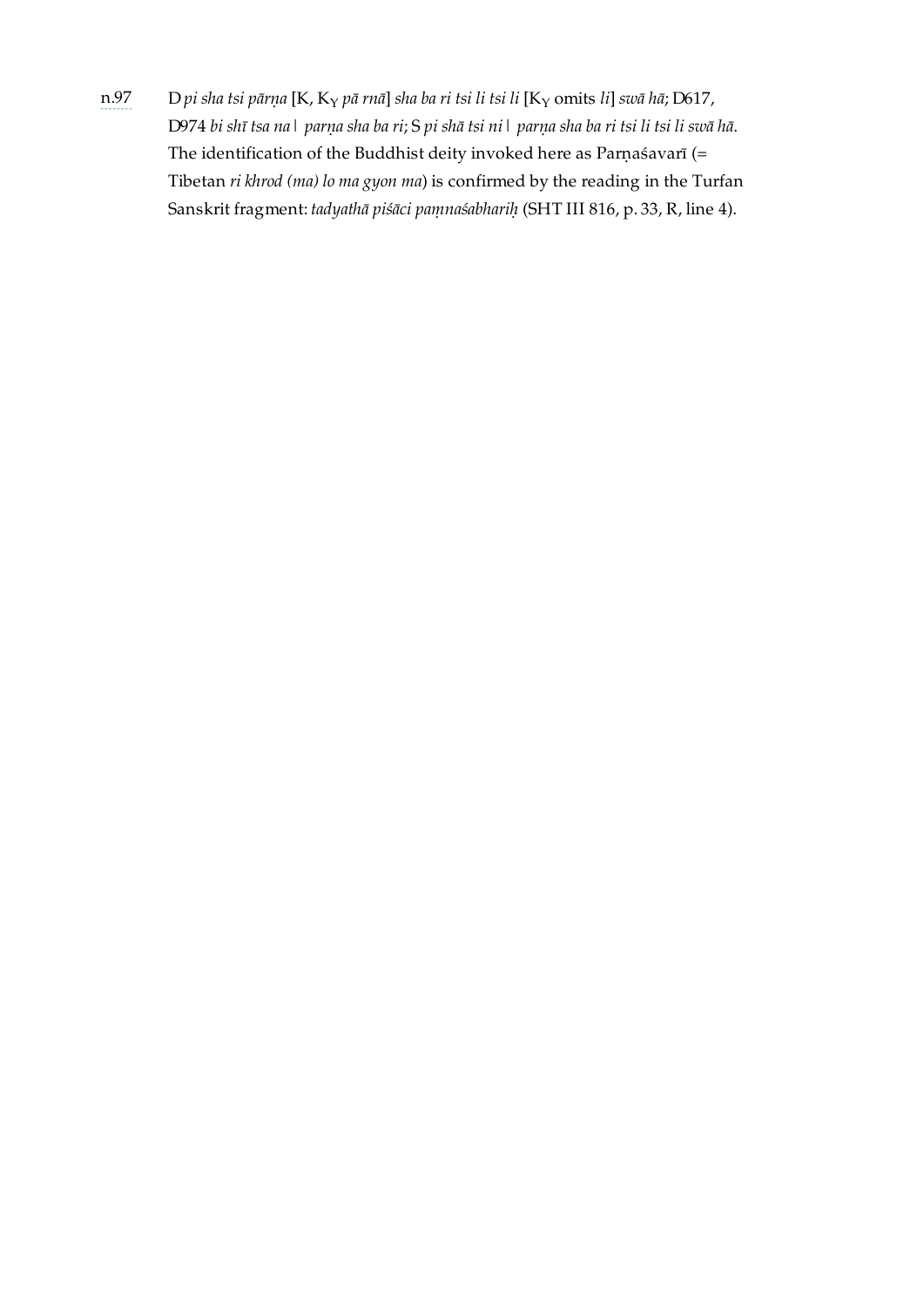n.97 D *pi sha tsi pārṇa* [K, $K_Y$ *pā rnā*] *sha ba ri tsi li tsi li* [$K_Y$ omits *li*] *swā hā*; D617, D974 *bi shī tsa na | parṇa sha ba ri*; S *pi shā tsi ni | parṇa sha ba ri tsi li tsi li swā hā*. The identification of the Buddhist deity invoked here as Parṇaśavarī (= Tibetan *ri khrod (ma) lo ma gyon ma*) is confirmed by the reading in the Turfan Sanskrit fragment: *tadyathā piśāci paṃnaśabhariḥ* (SHT III 816, p. 33, R, line 4).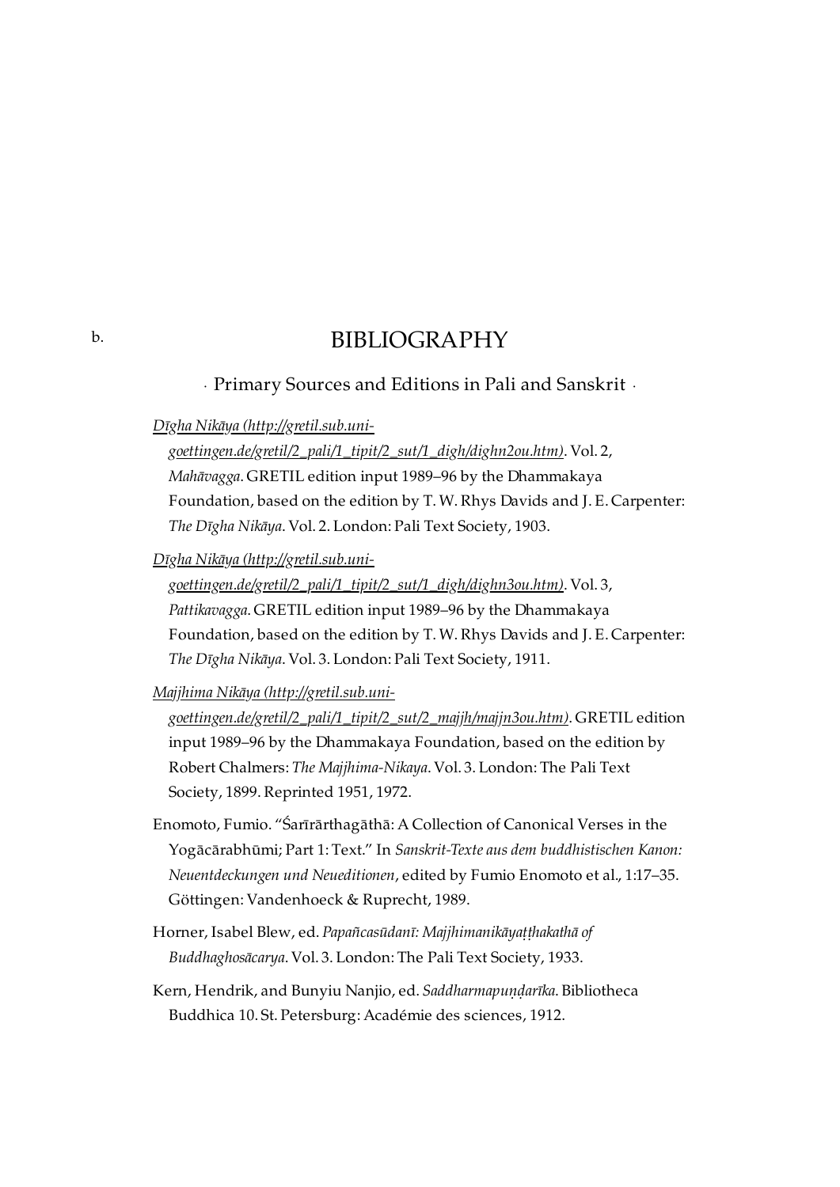b.

# BIBLIOGRAPHY

## · Primary Sources and Editions in Pali and Sanskrit ·

*Dīgha Nikāya* (http://gretil.sub.uni-goettingen.de/gretil/2_pali/1_tipit/2_sut/1_digh/dighn2ou.htm). Vol. 2, *Mahāvagga*. GRETIL edition input 1989–96 by the Dhammakaya Foundation, based on the edition by T. W. Rhys Davids and J. E. Carpenter: *The Dīgha Nikāya*. Vol. 2. London: Pali Text Society, 1903.

*Dīgha Nikāya* (http://gretil.sub.uni-goettingen.de/gretil/2_pali/1_tipit/2_sut/1_digh/dighn3ou.htm). Vol. 3, *Pattikavagga*. GRETIL edition input 1989–96 by the Dhammakaya Foundation, based on the edition by T. W. Rhys Davids and J. E. Carpenter: *The Dīgha Nikāya*. Vol. 3. London: Pali Text Society, 1911.

*Majjhima Nikāya* (http://gretil.sub.uni-goettingen.de/gretil/2_pali/1_tipit/2_sut/2_majjh/majjn3ou.htm). GRETIL edition input 1989–96 by the Dhammakaya Foundation, based on the edition by Robert Chalmers: *The Majjhima-Nikaya*. Vol. 3. London: The Pali Text Society, 1899. Reprinted 1951, 1972.

Enomoto, Fumio. "Śarīrārthagāthā: A Collection of Canonical Verses in the Yogācārabhūmi; Part 1: Text." In *Sanskrit-Texte aus dem buddhistischen Kanon: Neuentdeckungen und Neueditionen*, edited by Fumio Enomoto et al., 1:17–35. Göttingen: Vandenhoeck & Ruprecht, 1989.

Horner, Isabel Blew, ed. *Papañcasūdanī: Majjhimanikāyaṭṭhakathā of Buddhaghosācarya*. Vol. 3. London: The Pali Text Society, 1933.

Kern, Hendrik, and Bunyiu Nanjio, ed. *Saddharmapuṇḍarīka*. Bibliotheca Buddhica 10. St. Petersburg: Académie des sciences, 1912.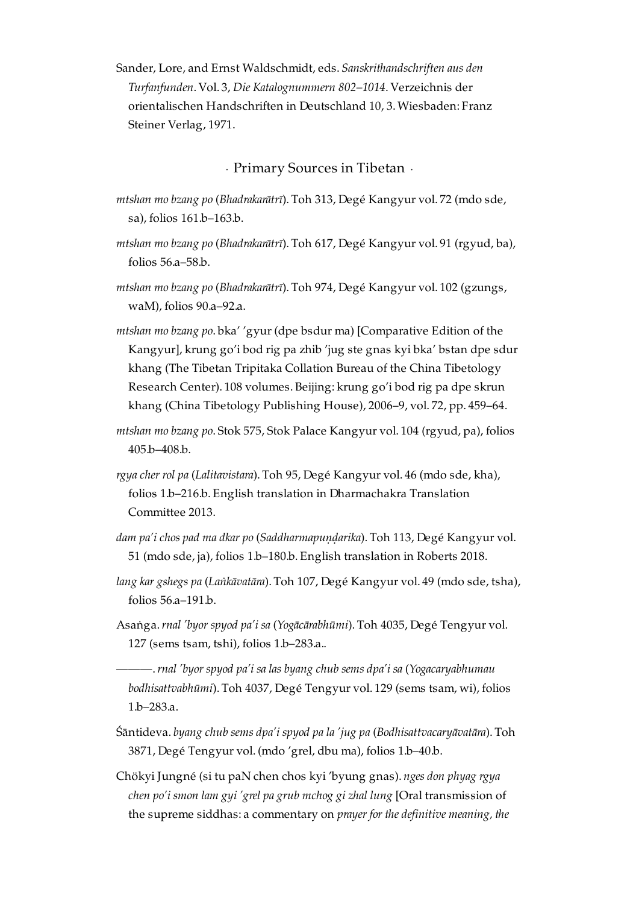Sander, Lore, and Ernst Waldschmidt, eds. *Sanskrithandschriften aus den Turfanfunden*. Vol. 3, *Die Katalognummern 802–1014*. Verzeichnis der orientalischen Handschriften in Deutschland 10, 3. Wiesbaden: Franz Steiner Verlag, 1971.

## · Primary Sources in Tibetan ·

*mtshan mo bzang po* (*Bhadrakarātrī*). Toh 313, Degé Kangyur vol. 72 (mdo sde, sa), folios 161.b–163.b.

*mtshan mo bzang po* (*Bhadrakarātrī*). Toh 617, Degé Kangyur vol. 91 (rgyud, ba), folios 56.a–58.b.

*mtshan mo bzang po* (*Bhadrakarātrī*). Toh 974, Degé Kangyur vol. 102 (gzungs, waM), folios 90.a–92.a.

*mtshan mo bzang po*. bka' 'gyur (dpe bsdur ma) [Comparative Edition of the Kangyur], krung go'i bod rig pa zhib 'jug ste gnas kyi bka' bstan dpe sdur khang (The Tibetan Tripitaka Collation Bureau of the China Tibetology Research Center). 108 volumes. Beijing: krung go'i bod rig pa dpe skrun khang (China Tibetology Publishing House), 2006–9, vol. 72, pp. 459–64.

*mtshan mo bzang po*. Stok 575, Stok Palace Kangyur vol. 104 (rgyud, pa), folios 405.b–408.b.

*rgya cher rol pa* (*Lalitavistara*). Toh 95, Degé Kangyur vol. 46 (mdo sde, kha), folios 1.b–216.b. English translation in Dharmachakra Translation Committee 2013.

*dam pa'i chos pad ma dkar po* (*Saddharmapuṇḍarika*). Toh 113, Degé Kangyur vol. 51 (mdo sde, ja), folios 1.b–180.b. English translation in Roberts 2018.

*lang kar gshegs pa* (*Laṅkāvatāra*). Toh 107, Degé Kangyur vol. 49 (mdo sde, tsha), folios 56.a–191.b.

Asaṅga. *rnal 'byor spyod pa'i sa* (*Yogācārabhūmi*). Toh 4035, Degé Tengyur vol. 127 (sems tsam, tshi), folios 1.b–283.a..

———. *rnal 'byor spyod pa'i sa las byang chub sems dpa'i sa* (*Yogacaryabhumau bodhisattvabhūmi*). Toh 4037, Degé Tengyur vol. 129 (sems tsam, wi), folios 1.b–283.a.

Śāntideva. *byang chub sems dpa'i spyod pa la 'jug pa* (*Bodhisattvacaryāvatāra*). Toh 3871, Degé Tengyur vol. (mdo 'grel, dbu ma), folios 1.b–40.b.

Chökyi Jungné (si tu paN chen chos kyi 'byung gnas). *nges don phyag rgya chen po'i smon lam gyi 'grel pa grub mchog gi zhal lung* [Oral transmission of the supreme siddhas: a commentary on *prayer for the definitive meaning, the*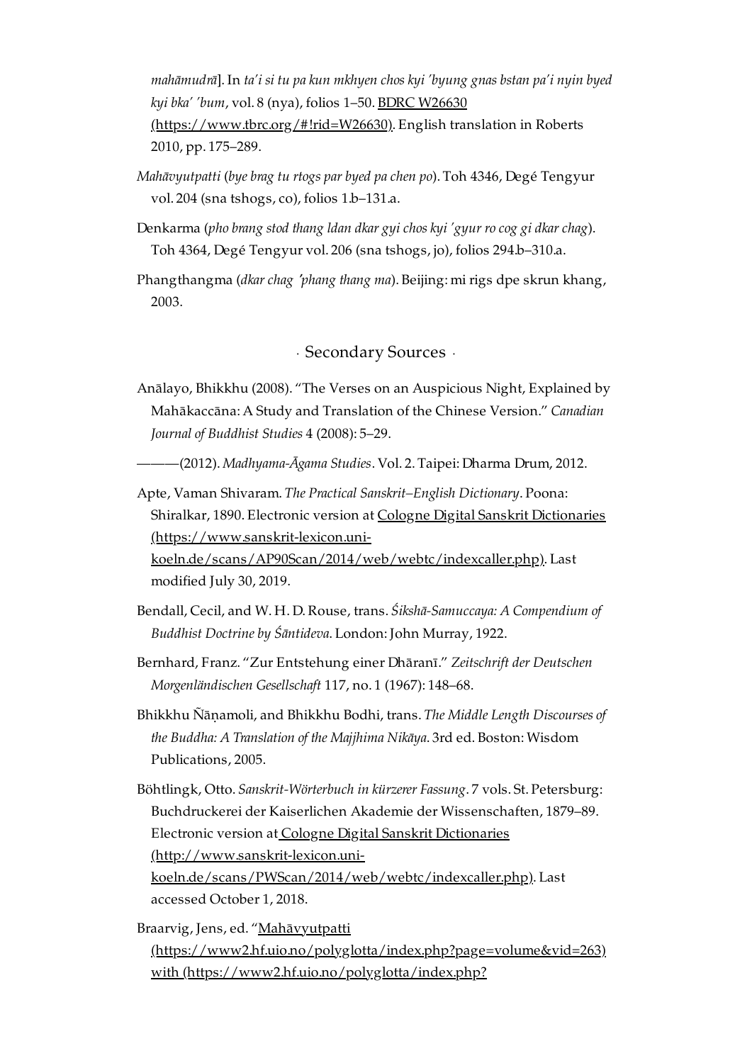*mahāmudrā*]. In *ta'i si tu pa kun mkhyen chos kyi 'byung gnas bstan pa'i nyin byed kyi bka' 'bum*, vol. 8 (nya), folios 1–50. BDRC W26630 (https://www.tbrc.org/#!rid=W26630). English translation in Roberts 2010, pp. 175–289.

*Mahāvyutpatti* (*bye brag tu rtogs par byed pa chen po*). Toh 4346, Degé Tengyur vol. 204 (sna tshogs, co), folios 1.b–131.a.

Denkarma (*pho brang stod thang ldan dkar gyi chos kyi 'gyur ro cog gi dkar chag*). Toh 4364, Degé Tengyur vol. 206 (sna tshogs, jo), folios 294.b–310.a.

Phangthangma (*dkar chag 'phang thang ma*). Beijing: mi rigs dpe skrun khang, 2003.

## · Secondary Sources ·

Anālayo, Bhikkhu (2008). "The Verses on an Auspicious Night, Explained by Mahākaccāna: A Study and Translation of the Chinese Version." *Canadian Journal of Buddhist Studies* 4 (2008): 5–29.

———(2012). *Madhyama-Āgama Studies*. Vol. 2. Taipei: Dharma Drum, 2012.

Apte, Vaman Shivaram. *The Practical Sanskrit–English Dictionary*. Poona: Shiralkar, 1890. Electronic version at Cologne Digital Sanskrit Dictionaries (https://www.sanskrit-lexicon.uni-koeln.de/scans/AP90Scan/2014/web/webtc/indexcaller.php). Last modified July 30, 2019.

Bendall, Cecil, and W. H. D. Rouse, trans. *Śikshā-Samuccaya: A Compendium of Buddhist Doctrine by Śāntideva*. London: John Murray, 1922.

Bernhard, Franz. "Zur Entstehung einer Dhāranī." *Zeitschrift der Deutschen Morgenländischen Gesellschaft* 117, no. 1 (1967): 148–68.

Bhikkhu Ñāṇamoli, and Bhikkhu Bodhi, trans. *The Middle Length Discourses of the Buddha: A Translation of the Majjhima Nikāya*. 3rd ed. Boston: Wisdom Publications, 2005.

Böhtlingk, Otto. *Sanskrit-Wörterbuch in kürzerer Fassung*. 7 vols. St. Petersburg: Buchdruckerei der Kaiserlichen Akademie der Wissenschaften, 1879–89. Electronic version at Cologne Digital Sanskrit Dictionaries (http://www.sanskrit-lexicon.uni-koeln.de/scans/PWScan/2014/web/webtc/indexcaller.php). Last accessed October 1, 2018.

Braarvig, Jens, ed. "Mahāvyutpatti (https://www2.hf.uio.no/polyglotta/index.php?page=volume&vid=263) with (https://www2.hf.uio.no/polyglotta/index.php?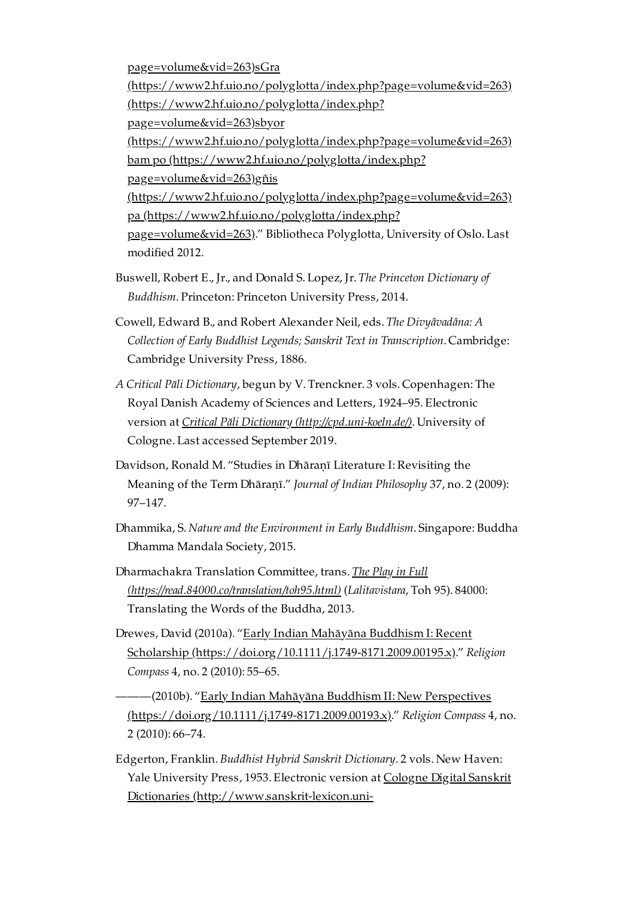page=volume&vid=263)sGra (https://www2.hf.uio.no/polyglotta/index.php?page=volume&vid=263) (https://www2.hf.uio.no/polyglotta/index.php?page=volume&vid=263)sbyor (https://www2.hf.uio.no/polyglotta/index.php?page=volume&vid=263) bam po (https://www2.hf.uio.no/polyglotta/index.php?page=volume&vid=263)gñis (https://www2.hf.uio.no/polyglotta/index.php?page=volume&vid=263) pa (https://www2.hf.uio.no/polyglotta/index.php?page=volume&vid=263)." Bibliotheca Polyglotta, University of Oslo. Last modified 2012.

Buswell, Robert E., Jr., and Donald S. Lopez, Jr. *The Princeton Dictionary of Buddhism*. Princeton: Princeton University Press, 2014.

Cowell, Edward B., and Robert Alexander Neil, eds. *The Divyâvadâna: A Collection of Early Buddhist Legends; Sanskrit Text in Transcription*. Cambridge: Cambridge University Press, 1886.

*A Critical Pāli Dictionary*, begun by V. Trenckner. 3 vols. Copenhagen: The Royal Danish Academy of Sciences and Letters, 1924–95. Electronic version at *Critical Pāli Dictionary (http://cpd.uni-koeln.de/)*. University of Cologne. Last accessed September 2019.

Davidson, Ronald M. "Studies in Dhāraṇī Literature I: Revisiting the Meaning of the Term Dhāraṇī." *Journal of Indian Philosophy* 37, no. 2 (2009): 97–147.

Dhammika, S. *Nature and the Environment in Early Buddhism*. Singapore: Buddha Dhamma Mandala Society, 2015.

Dharmachakra Translation Committee, trans. *The Play in Full (https://read.84000.co/translation/toh95.html)* (*Lalitavistara*, Toh 95). 84000: Translating the Words of the Buddha, 2013.

Drewes, David (2010a). "Early Indian Mahāyāna Buddhism I: Recent Scholarship (https://doi.org/10.1111/j.1749-8171.2009.00195.x)." *Religion Compass* 4, no. 2 (2010): 55–65.

———(2010b). "Early Indian Mahāyāna Buddhism II: New Perspectives (https://doi.org/10.1111/j.1749-8171.2009.00193.x)." *Religion Compass* 4, no. 2 (2010): 66–74.

Edgerton, Franklin. *Buddhist Hybrid Sanskrit Dictionary*. 2 vols. New Haven: Yale University Press, 1953. Electronic version at Cologne Digital Sanskrit Dictionaries (http://www.sanskrit-lexicon.uni-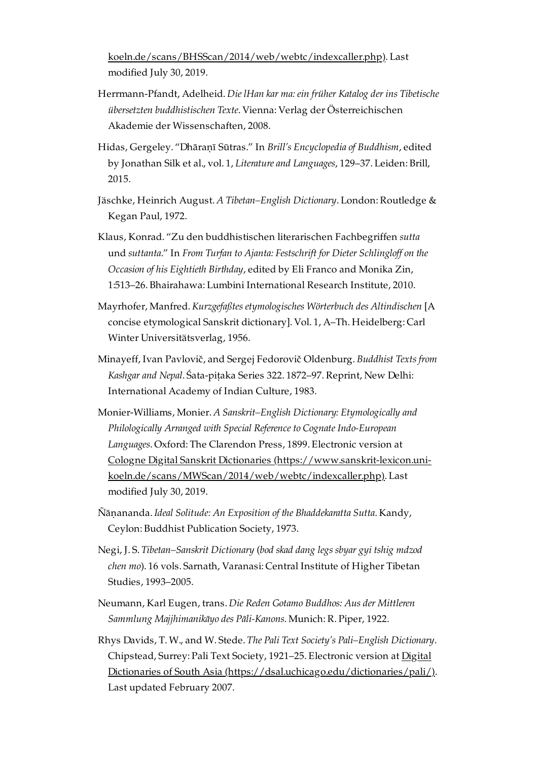koeln.de/scans/BHSScan/2014/web/webtc/indexcaller.php). Last modified July 30, 2019.

Herrmann-Pfandt, Adelheid. *Die lHan kar ma: ein früher Katalog der ins Tibetische übersetzten buddhistischen Texte*. Vienna: Verlag der Österreichischen Akademie der Wissenschaften, 2008.

Hidas, Gergeley. "Dhāraṇī Sūtras." In *Brill's Encyclopedia of Buddhism*, edited by Jonathan Silk et al., vol. 1, *Literature and Languages*, 129–37. Leiden: Brill, 2015.

Jäschke, Heinrich August. *A Tibetan–English Dictionary*. London: Routledge & Kegan Paul, 1972.

Klaus, Konrad. "Zu den buddhistischen literarischen Fachbegriffen *sutta* und *suttanta*." In *From Turfan to Ajanta: Festschrift for Dieter Schlingloff on the Occasion of his Eightieth Birthday*, edited by Eli Franco and Monika Zin, 1:513–26. Bhairahawa: Lumbini International Research Institute, 2010.

Mayrhofer, Manfred. *Kurzgefaßtes etymologisches Wörterbuch des Altindischen* [A concise etymological Sanskrit dictionary]. Vol. 1, A–Th. Heidelberg: Carl Winter Universitätsverlag, 1956.

Minayeff, Ivan Pavlovič, and Sergej Fedorovič Oldenburg. *Buddhist Texts from Kashgar and Nepal*. Śata-piṭaka Series 322. 1872–97. Reprint, New Delhi: International Academy of Indian Culture, 1983.

Monier-Williams, Monier. *A Sanskrit–English Dictionary: Etymologically and Philologically Arranged with Special Reference to Cognate Indo-European Languages*. Oxford: The Clarendon Press, 1899. Electronic version at Cologne Digital Sanskrit Dictionaries (https://www.sanskrit-lexicon.uni-koeln.de/scans/MWScan/2014/web/webtc/indexcaller.php). Last modified July 30, 2019.

Ñāṇananda. *Ideal Solitude: An Exposition of the Bhaddekaratta Sutta*. Kandy, Ceylon: Buddhist Publication Society, 1973.

Negi, J. S. *Tibetan–Sanskrit Dictionary* (*bod skad dang legs sbyar gyi tshig mdzod chen mo*). 16 vols. Sarnath, Varanasi: Central Institute of Higher Tibetan Studies, 1993–2005.

Neumann, Karl Eugen, trans. *Die Reden Gotamo Buddhos: Aus der Mittleren Sammlung Majjhimanikāyo des Pāli-Kanons*. Munich: R. Piper, 1922.

Rhys Davids, T. W., and W. Stede. *The Pali Text Society's Pali–English Dictionary*. Chipstead, Surrey: Pali Text Society, 1921–25. Electronic version at Digital Dictionaries of South Asia (https://dsal.uchicago.edu/dictionaries/pali/). Last updated February 2007.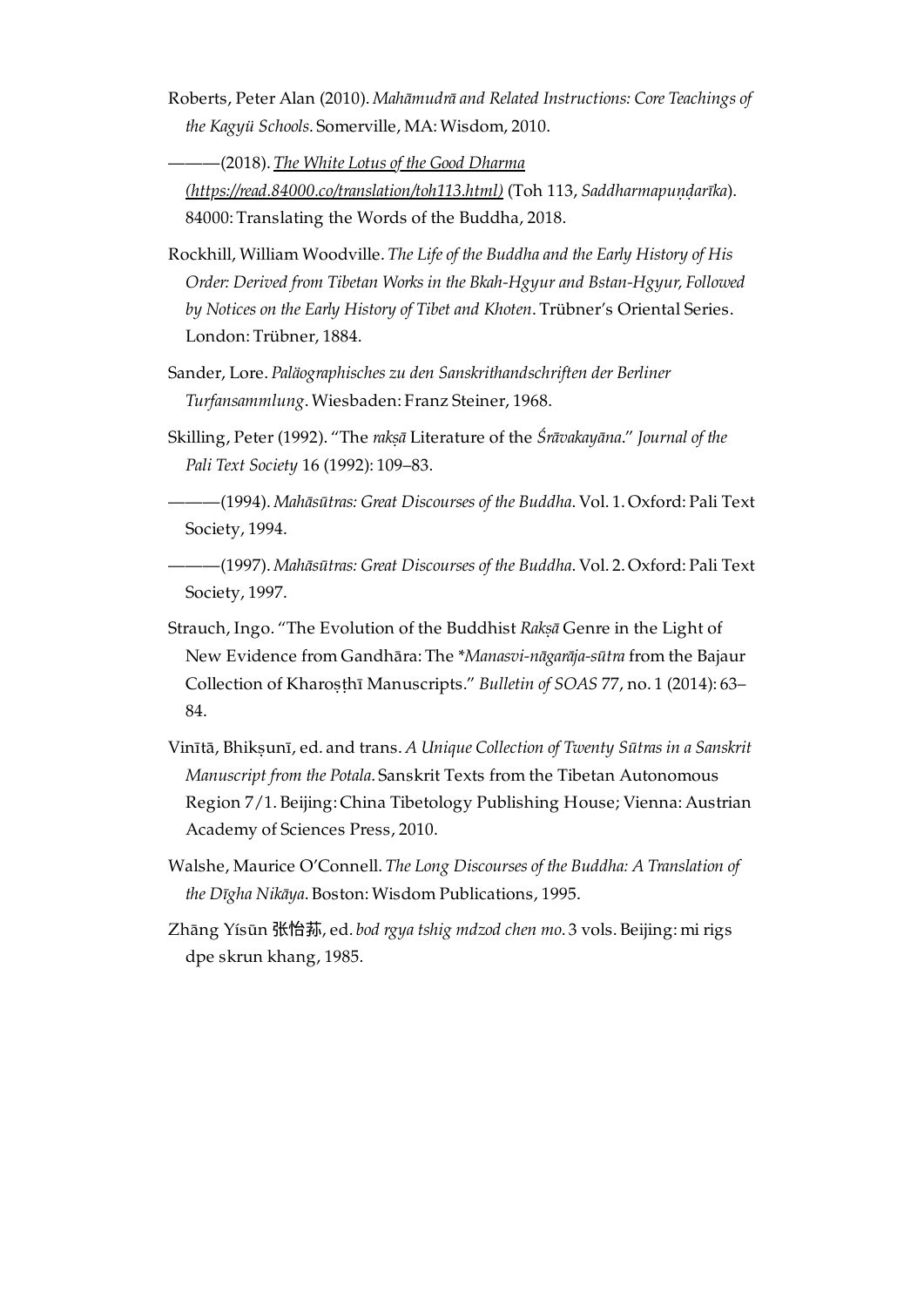Roberts, Peter Alan (2010). *Mahāmudrā and Related Instructions: Core Teachings of the Kagyü Schools*. Somerville, MA: Wisdom, 2010.

———(2018). [*The White Lotus of the Good Dharma* (https://read.84000.co/translation/toh113.html)](https://read.84000.co/translation/toh113.html) (Toh 113, *Saddharmapuṇḍarīka*). 84000: Translating the Words of the Buddha, 2018.

Rockhill, William Woodville. *The Life of the Buddha and the Early History of His Order: Derived from Tibetan Works in the Bkah-Hgyur and Bstan-Hgyur, Followed by Notices on the Early History of Tibet and Khoten*. Trübner's Oriental Series. London: Trübner, 1884.

Sander, Lore. *Paläographisches zu den Sanskrithandschriften der Berliner Turfansammlung*. Wiesbaden: Franz Steiner, 1968.

Skilling, Peter (1992). "The *rakṣā* Literature of the *Śrāvakayāna*." *Journal of the Pali Text Society* 16 (1992): 109–83.

———(1994). *Mahāsūtras: Great Discourses of the Buddha*. Vol. 1. Oxford: Pali Text Society, 1994.

———(1997). *Mahāsūtras: Great Discourses of the Buddha*. Vol. 2. Oxford: Pali Text Society, 1997.

Strauch, Ingo. "The Evolution of the Buddhist *Rakṣā* Genre in the Light of New Evidence from Gandhāra: The *\*Manasvi-nāgarāja-sūtra* from the Bajaur Collection of Kharoṣṭhī Manuscripts." *Bulletin of SOAS* 77, no. 1 (2014): 63–84.

Vinītā, Bhikṣunī, ed. and trans. *A Unique Collection of Twenty Sūtras in a Sanskrit Manuscript from the Potala*. Sanskrit Texts from the Tibetan Autonomous Region 7/1. Beijing: China Tibetology Publishing House; Vienna: Austrian Academy of Sciences Press, 2010.

Walshe, Maurice O'Connell. *The Long Discourses of the Buddha: A Translation of the Dīgha Nikāya*. Boston: Wisdom Publications, 1995.

Zhāng Yísūn 张怡荪, ed. *bod rgya tshig mdzod chen mo*. 3 vols. Beijing: mi rigs dpe skrun khang, 1985.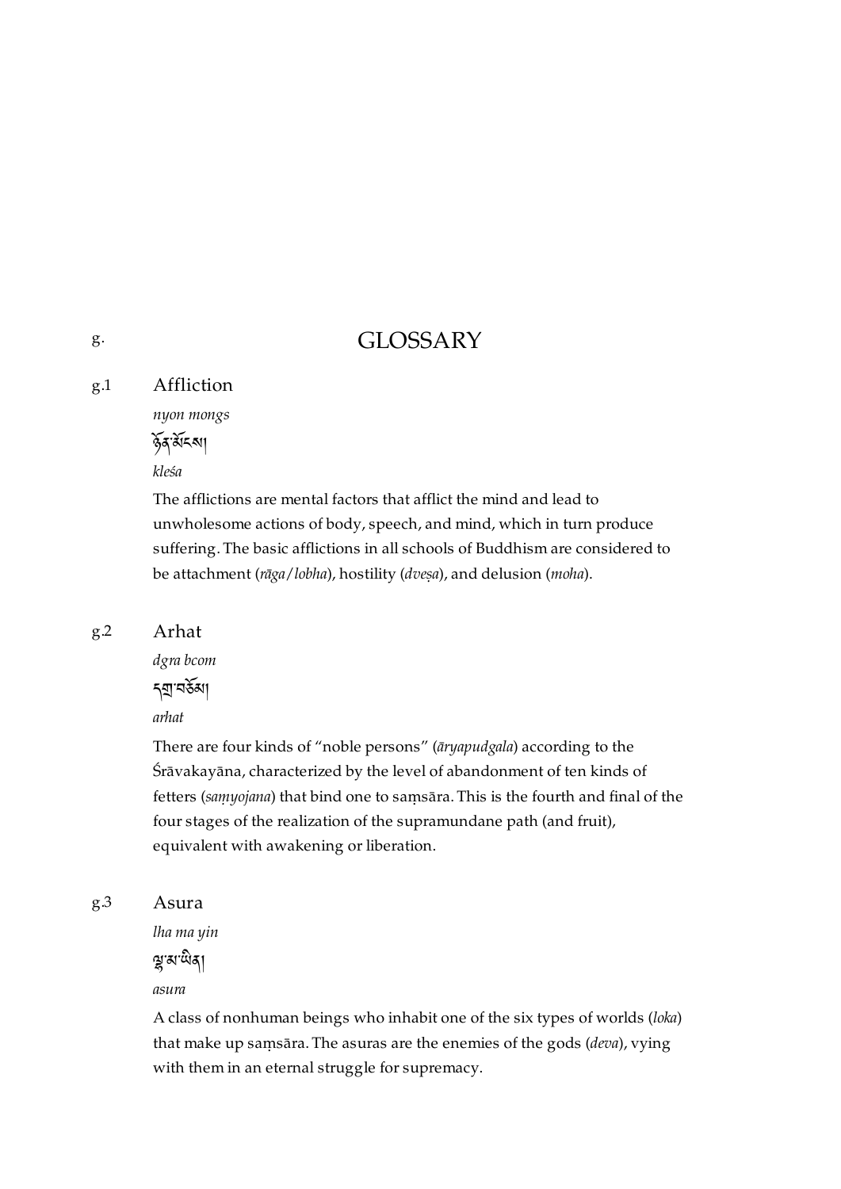# g. GLOSSARY

## g.1 Affliction

*nyon mongs*

ཉོན་མོངས།

*kleśa*

The afflictions are mental factors that afflict the mind and lead to unwholesome actions of body, speech, and mind, which in turn produce suffering. The basic afflictions in all schools of Buddhism are considered to be attachment (*rāga*/*lobha*), hostility (*dveṣa*), and delusion (*moha*).

## g.2 Arhat

*dgra bcom*

དགྲ་བཅོམ།

*arhat*

There are four kinds of "noble persons" (*āryapudgala*) according to the Śrāvakayāna, characterized by the level of abandonment of ten kinds of fetters (*saṃyojana*) that bind one to saṃsāra. This is the fourth and final of the four stages of the realization of the supramundane path (and fruit), equivalent with awakening or liberation.

## g.3 Asura

*lha ma yin*

ལྷ་མ་ཡིན།

*asura*

A class of nonhuman beings who inhabit one of the six types of worlds (*loka*) that make up saṃsāra. The asuras are the enemies of the gods (*deva*), vying with them in an eternal struggle for supremacy.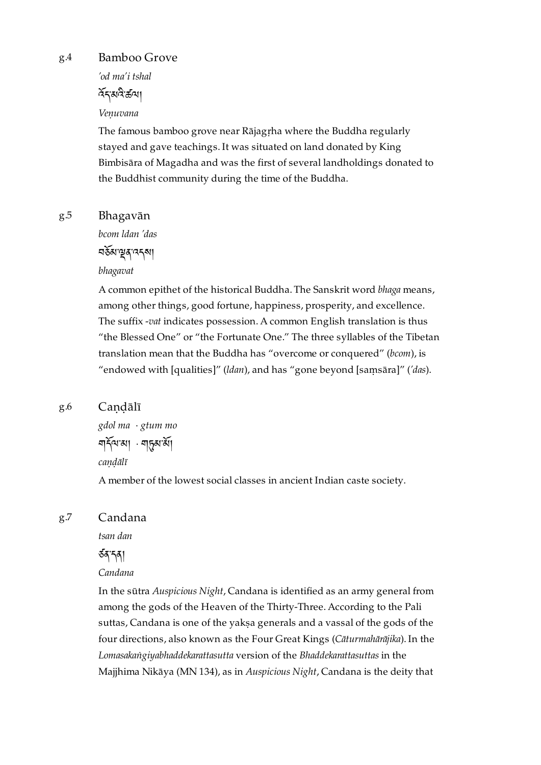g.4 Bamboo Grove

*'od ma'i tshal*

འོད་མའི་ཚལ།

*Veṇuvana*

The famous bamboo grove near Rājagṛha where the Buddha regularly stayed and gave teachings. It was situated on land donated by King Bimbisāra of Magadha and was the first of several landholdings donated to the Buddhist community during the time of the Buddha.

g.5 Bhagavān

*bcom ldan 'das*

བཅོམ་ལྡན་འདས།

*bhagavat*

A common epithet of the historical Buddha. The Sanskrit word *bhaga* means, among other things, good fortune, happiness, prosperity, and excellence. The suffix *-vat* indicates possession. A common English translation is thus "the Blessed One" or "the Fortunate One." The three syllables of the Tibetan translation mean that the Buddha has "overcome or conquered" (*bcom*), is "endowed with [qualities]" (*ldan*), and has "gone beyond [saṃsāra]" (*'das*).

g.6 Caṇḍālī

*gdol ma · gtum mo*

གདོལ་མ། · གཏུམ་མོ།

*caṇḍālī*

A member of the lowest social classes in ancient Indian caste society.

g.7 Candana

*tsan dan*

ཙན་དན།

*Candana*

In the sūtra *Auspicious Night*, Candana is identified as an army general from among the gods of the Heaven of the Thirty-Three. According to the Pali suttas, Candana is one of the yakṣa generals and a vassal of the gods of the four directions, also known as the Four Great Kings (*Cāturmahārājika*). In the *Lomasakaṅgiyabhaddekarattasutta* version of the *Bhaddekarattasuttas* in the Majjhima Nikāya (MN 134), as in *Auspicious Night*, Candana is the deity that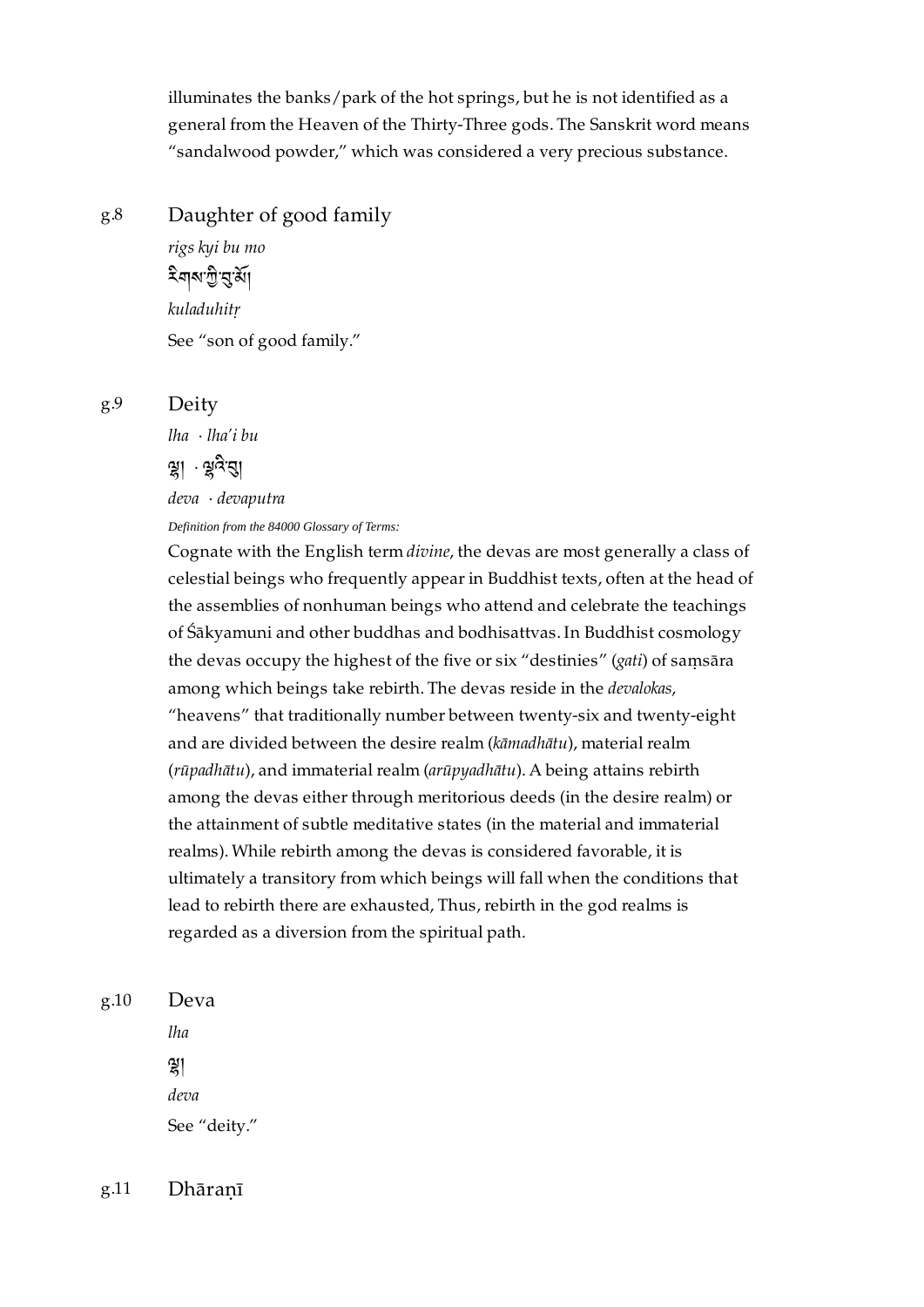illuminates the banks/park of the hot springs, but he is not identified as a general from the Heaven of the Thirty-Three gods. The Sanskrit word means "sandalwood powder," which was considered a very precious substance.

g.8 Daughter of good family

*rigs kyi bu mo*

རིགས་ཀྱི་བུ་མོ།

*kuladuhitṛ*

See "son of good family."

g.9 Deity

*lha · lha'i bu*

ལྷ། · ལྷའི་བུ།

*deva · devaputra*

*Definition from the 84000 Glossary of Terms:*

Cognate with the English term *divine*, the devas are most generally a class of celestial beings who frequently appear in Buddhist texts, often at the head of the assemblies of nonhuman beings who attend and celebrate the teachings of Śākyamuni and other buddhas and bodhisattvas. In Buddhist cosmology the devas occupy the highest of the five or six "destinies" (*gati*) of saṃsāra among which beings take rebirth. The devas reside in the *devalokas*, "heavens" that traditionally number between twenty-six and twenty-eight and are divided between the desire realm (*kāmadhātu*), material realm (*rūpadhātu*), and immaterial realm (*arūpyadhātu*). A being attains rebirth among the devas either through meritorious deeds (in the desire realm) or the attainment of subtle meditative states (in the material and immaterial realms). While rebirth among the devas is considered favorable, it is ultimately a transitory from which beings will fall when the conditions that lead to rebirth there are exhausted, Thus, rebirth in the god realms is regarded as a diversion from the spiritual path.

g.10 Deva

*lha*

ལྷ།

*deva*

See "deity."

g.11 Dhāraṇī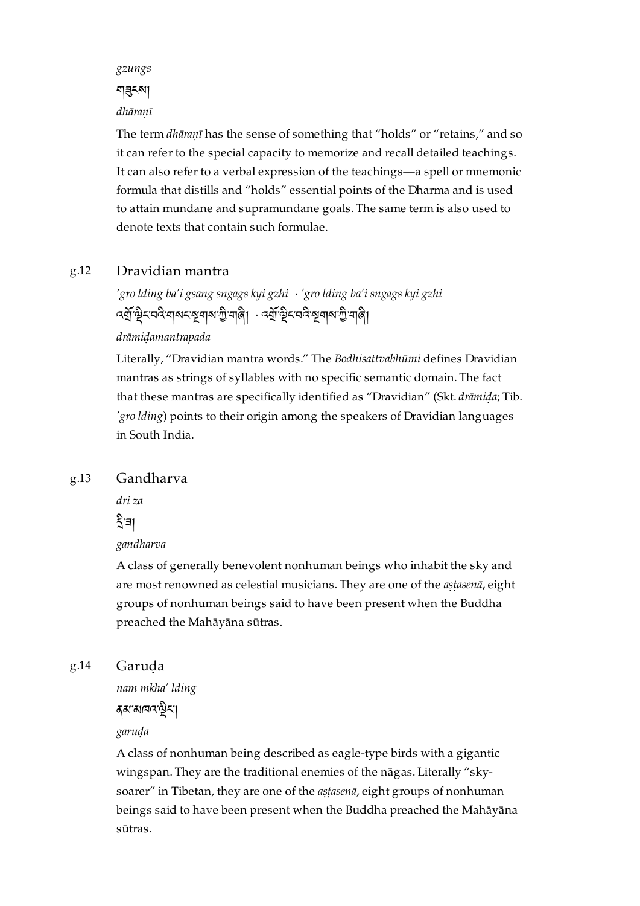*gzungs*

གཟུངས།

*dhāraṇī*

The term *dhāraṇī* has the sense of something that "holds" or "retains," and so it can refer to the special capacity to memorize and recall detailed teachings. It can also refer to a verbal expression of the teachings—a spell or mnemonic formula that distills and "holds" essential points of the Dharma and is used to attain mundane and supramundane goals. The same term is also used to denote texts that contain such formulae.

g.12 Dravidian mantra

*'gro lding ba'i gsang sngags kyi gzhi* · *'gro lding ba'i sngags kyi gzhi*

འགྲོ་ལྡིང་བའི་གསང་སྔགས་ཀྱི་གཞི། · འགྲོ་ལྡིང་བའི་སྔགས་ཀྱི་གཞི།

*drāmiḍamantrapada*

Literally, "Dravidian mantra words." The *Bodhisattvabhūmi* defines Dravidian mantras as strings of syllables with no specific semantic domain. The fact that these mantras are specifically identified as "Dravidian" (Skt. *drāmiḍa*; Tib. *'gro lding*) points to their origin among the speakers of Dravidian languages in South India.

g.13 Gandharva

*dri za*

དྲི་ཟ།

*gandharva*

A class of generally benevolent nonhuman beings who inhabit the sky and are most renowned as celestial musicians. They are one of the *aṣṭasenā*, eight groups of nonhuman beings said to have been present when the Buddha preached the Mahāyāna sūtras.

g.14 Garuḍa

*nam mkha' lding*

ནམ་མཁའ་ལྡིང་།

*garuḍa*

A class of nonhuman being described as eagle-type birds with a gigantic wingspan. They are the traditional enemies of the nāgas. Literally "sky-soarer" in Tibetan, they are one of the *aṣṭasenā*, eight groups of nonhuman beings said to have been present when the Buddha preached the Mahāyāna sūtras.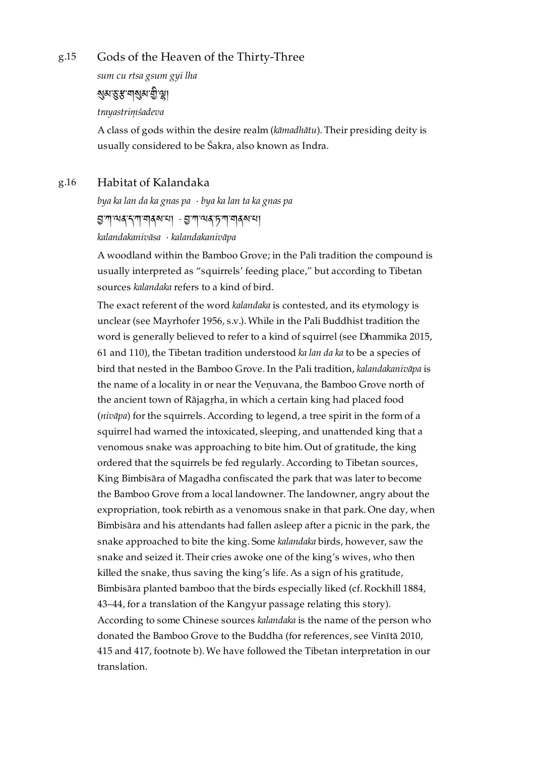## g.15 Gods of the Heaven of the Thirty-Three

*sum cu rtsa gsum gyi lha*

སུམ་ཅུ་རྩ་གསུམ་གྱི་ལྷ།

*trayastriṃśadeva*

A class of gods within the desire realm (*kāmadhātu*). Their presiding deity is usually considered to be Śakra, also known as Indra.

## g.16 Habitat of Kalandaka

*bya ka lan da ka gnas pa · bya ka lan ta ka gnas pa*

བྱ་ཀ་ལན་ད་ཀ་གནས་པ། · བྱ་ཀ་ལན་ཏ་ཀ་གནས་པ།

*kalandakanivāsa · kalandakanivāpa*

A woodland within the Bamboo Grove; in the Pali tradition the compound is usually interpreted as "squirrels' feeding place," but according to Tibetan sources *kalandaka* refers to a kind of bird.

The exact referent of the word *kalandaka* is contested, and its etymology is unclear (see Mayrhofer 1956, s.v.). While in the Pali Buddhist tradition the word is generally believed to refer to a kind of squirrel (see Dhammika 2015, 61 and 110), the Tibetan tradition understood *ka lan da ka* to be a species of bird that nested in the Bamboo Grove. In the Pali tradition, *kalandakanivāpa* is the name of a locality in or near the Veṇuvana, the Bamboo Grove north of the ancient town of Rājagṛha, in which a certain king had placed food (*nivāpa*) for the squirrels. According to legend, a tree spirit in the form of a squirrel had warned the intoxicated, sleeping, and unattended king that a venomous snake was approaching to bite him. Out of gratitude, the king ordered that the squirrels be fed regularly. According to Tibetan sources, King Bimbisāra of Magadha confiscated the park that was later to become the Bamboo Grove from a local landowner. The landowner, angry about the expropriation, took rebirth as a venomous snake in that park. One day, when Bimbisāra and his attendants had fallen asleep after a picnic in the park, the snake approached to bite the king. Some *kalandaka* birds, however, saw the snake and seized it. Their cries awoke one of the king's wives, who then killed the snake, thus saving the king's life. As a sign of his gratitude, Bimbisāra planted bamboo that the birds especially liked (cf. Rockhill 1884, 43–44, for a translation of the Kangyur passage relating this story). According to some Chinese sources *kalandaka* is the name of the person who donated the Bamboo Grove to the Buddha (for references, see Vinītā 2010, 415 and 417, footnote b). We have followed the Tibetan interpretation in our translation.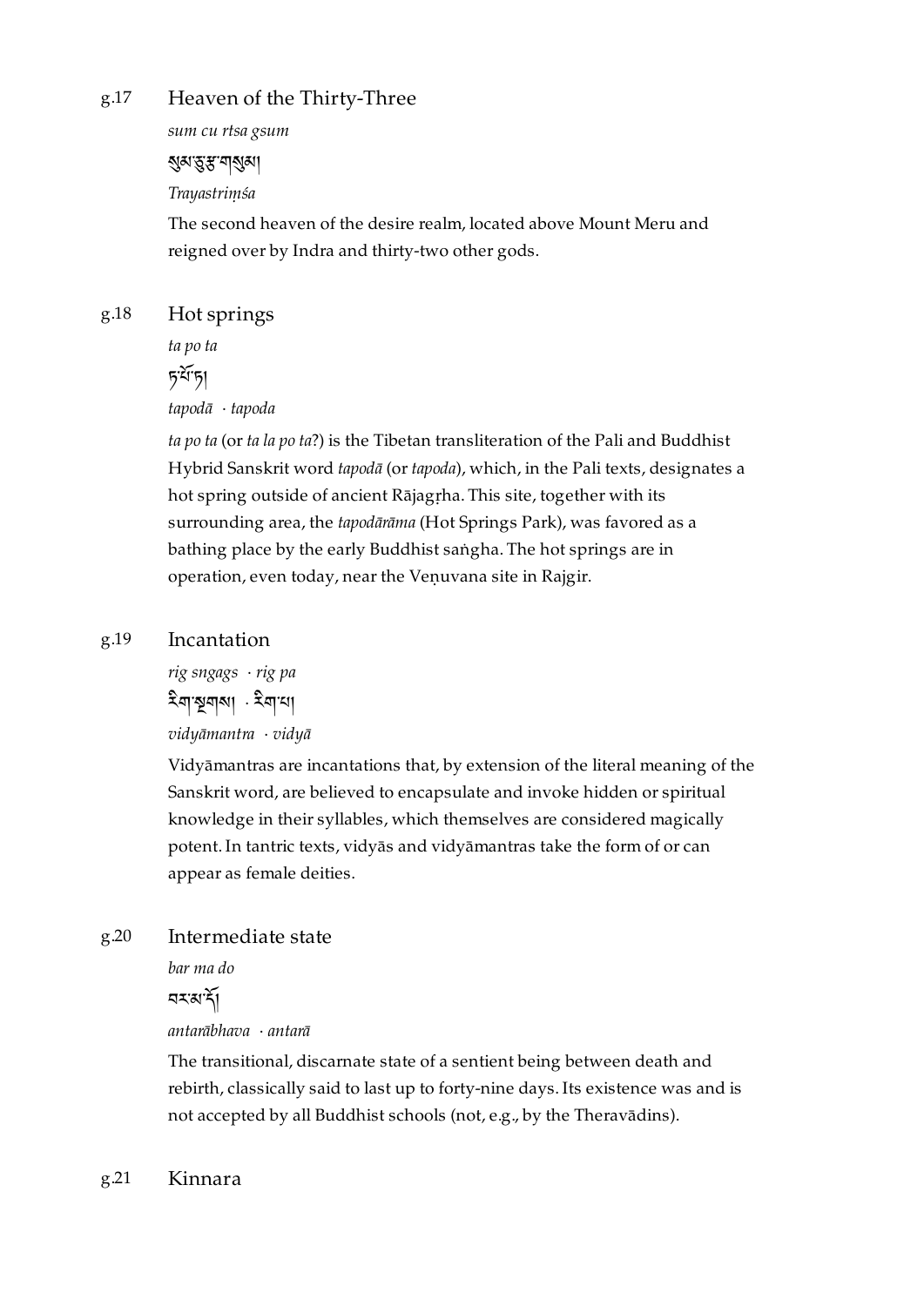g.17 Heaven of the Thirty-Three

*sum cu rtsa gsum*

སུམ་ཅུ་རྩ་གསུམ།

*Trayastriṃśa*

The second heaven of the desire realm, located above Mount Meru and reigned over by Indra and thirty-two other gods.

g.18 Hot springs

*ta po ta*

ཏ་པོ་ཏ།

*tapodā* · *tapoda*

*ta po ta* (or *ta la po ta*?) is the Tibetan transliteration of the Pali and Buddhist Hybrid Sanskrit word *tapodā* (or *tapoda*), which, in the Pali texts, designates a hot spring outside of ancient Rājagṛha. This site, together with its surrounding area, the *tapodārāma* (Hot Springs Park), was favored as a bathing place by the early Buddhist saṅgha. The hot springs are in operation, even today, near the Veṇuvana site in Rajgir.

g.19 Incantation

*rig sngags* · *rig pa*

རིག་སྔགས། · རིག་པ།

*vidyāmantra* · *vidyā*

Vidyāmantras are incantations that, by extension of the literal meaning of the Sanskrit word, are believed to encapsulate and invoke hidden or spiritual knowledge in their syllables, which themselves are considered magically potent. In tantric texts, vidyās and vidyāmantras take the form of or can appear as female deities.

g.20 Intermediate state

*bar ma do*

བར་མ་དོ།

*antarābhava* · *antarā*

The transitional, discarnate state of a sentient being between death and rebirth, classically said to last up to forty-nine days. Its existence was and is not accepted by all Buddhist schools (not, e.g., by the Theravādins).

g.21 Kinnara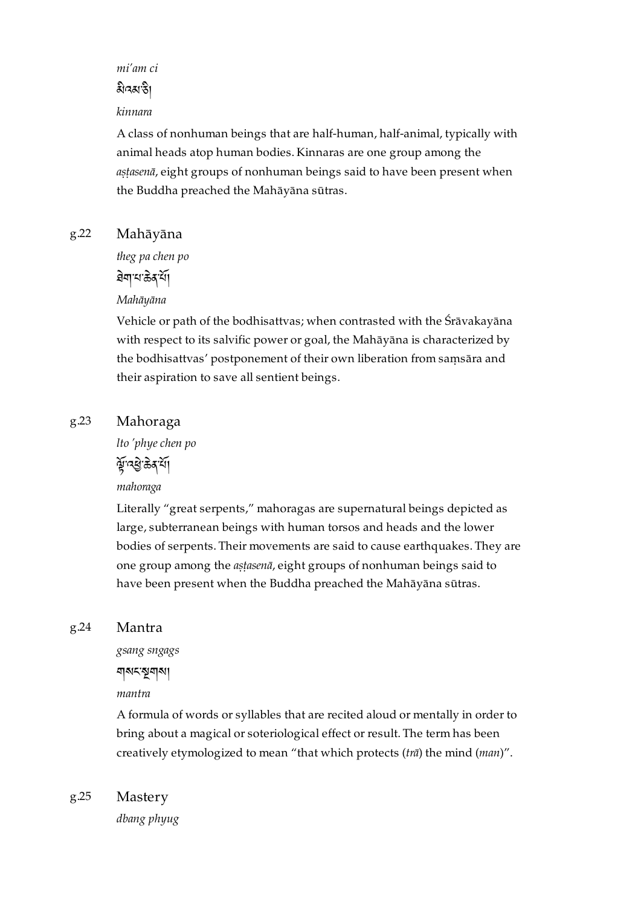*mi'am ci*

མིའམ་ཅི།

*kinnara*

A class of nonhuman beings that are half-human, half-animal, typically with animal heads atop human bodies. Kinnaras are one group among the *aṣṭasenā*, eight groups of nonhuman beings said to have been present when the Buddha preached the Mahāyāna sūtras.

g.22 Mahāyāna

*theg pa chen po*

ཐེག་པ་ཆེན་པོ།

*Mahāyāna*

Vehicle or path of the bodhisattvas; when contrasted with the Śrāvakayāna with respect to its salvific power or goal, the Mahāyāna is characterized by the bodhisattvas' postponement of their own liberation from saṃsāra and their aspiration to save all sentient beings.

g.23 Mahoraga

*lto 'phye chen po*

ལྟོ་འཕྱེ་ཆེན་པོ།

*mahoraga*

Literally "great serpents," mahoragas are supernatural beings depicted as large, subterranean beings with human torsos and heads and the lower bodies of serpents. Their movements are said to cause earthquakes. They are one group among the *aṣṭasenā*, eight groups of nonhuman beings said to have been present when the Buddha preached the Mahāyāna sūtras.

g.24 Mantra

*gsang sngags*

གསང་སྔགས།

*mantra*

A formula of words or syllables that are recited aloud or mentally in order to bring about a magical or soteriological effect or result. The term has been creatively etymologized to mean "that which protects (*trā*) the mind (*man*)".

g.25 Mastery

*dbang phyug*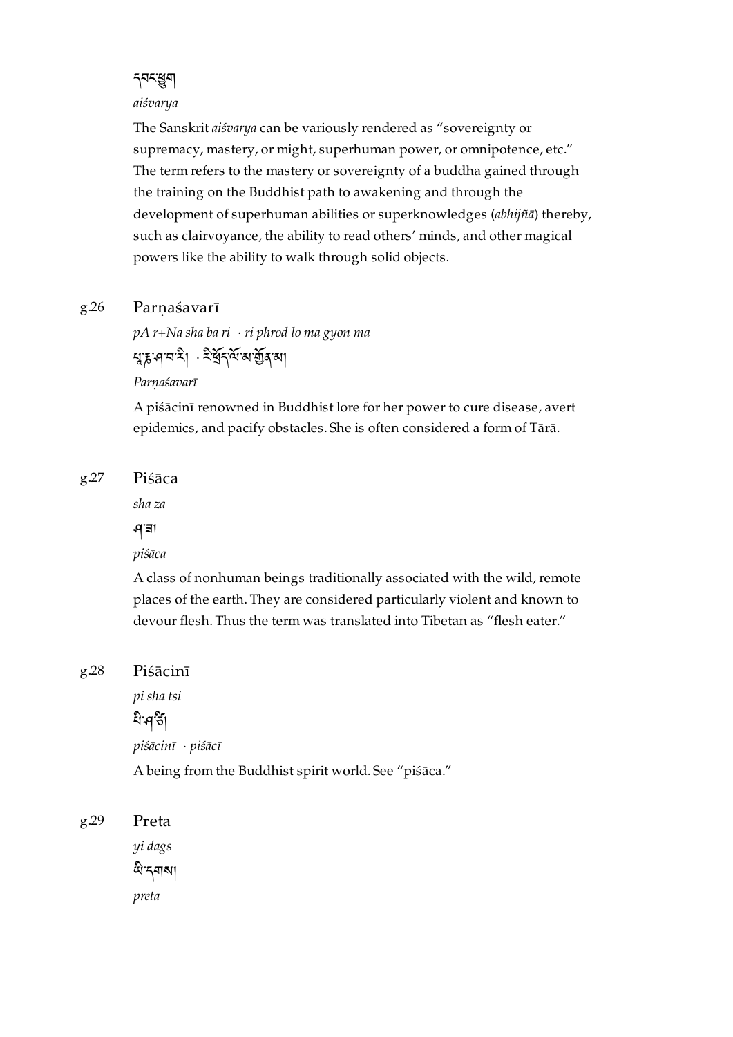དབང་ཕྱུག

*aiśvarya*

The Sanskrit *aiśvarya* can be variously rendered as "sovereignty or supremacy, mastery, or might, superhuman power, or omnipotence, etc." The term refers to the mastery or sovereignty of a buddha gained through the training on the Buddhist path to awakening and through the development of superhuman abilities or superknowledges (*abhijñā*) thereby, such as clairvoyance, the ability to read others' minds, and other magical powers like the ability to walk through solid objects.

g.26 Parṇaśavarī

*pA r+Na sha ba ri · ri phrod lo ma gyon ma*

པ་རྞ་ཤ་བ་རི། · རི་ཁྲོད་ལོ་མ་གྱོན་མ།

*Parṇaśavarī*

A piśācinī renowned in Buddhist lore for her power to cure disease, avert epidemics, and pacify obstacles. She is often considered a form of Tārā.

g.27 Piśāca

*sha za*

ཤ་ཟ།

*piśāca*

A class of nonhuman beings traditionally associated with the wild, remote places of the earth. They are considered particularly violent and known to devour flesh. Thus the term was translated into Tibetan as "flesh eater."

g.28 Piśācinī

*pi sha tsi*

པི་ཤ་ཙི།

*piśācinī · piśācī*

A being from the Buddhist spirit world. See "piśāca."

g.29 Preta

*yi dags*

ཡི་དགས།

*preta*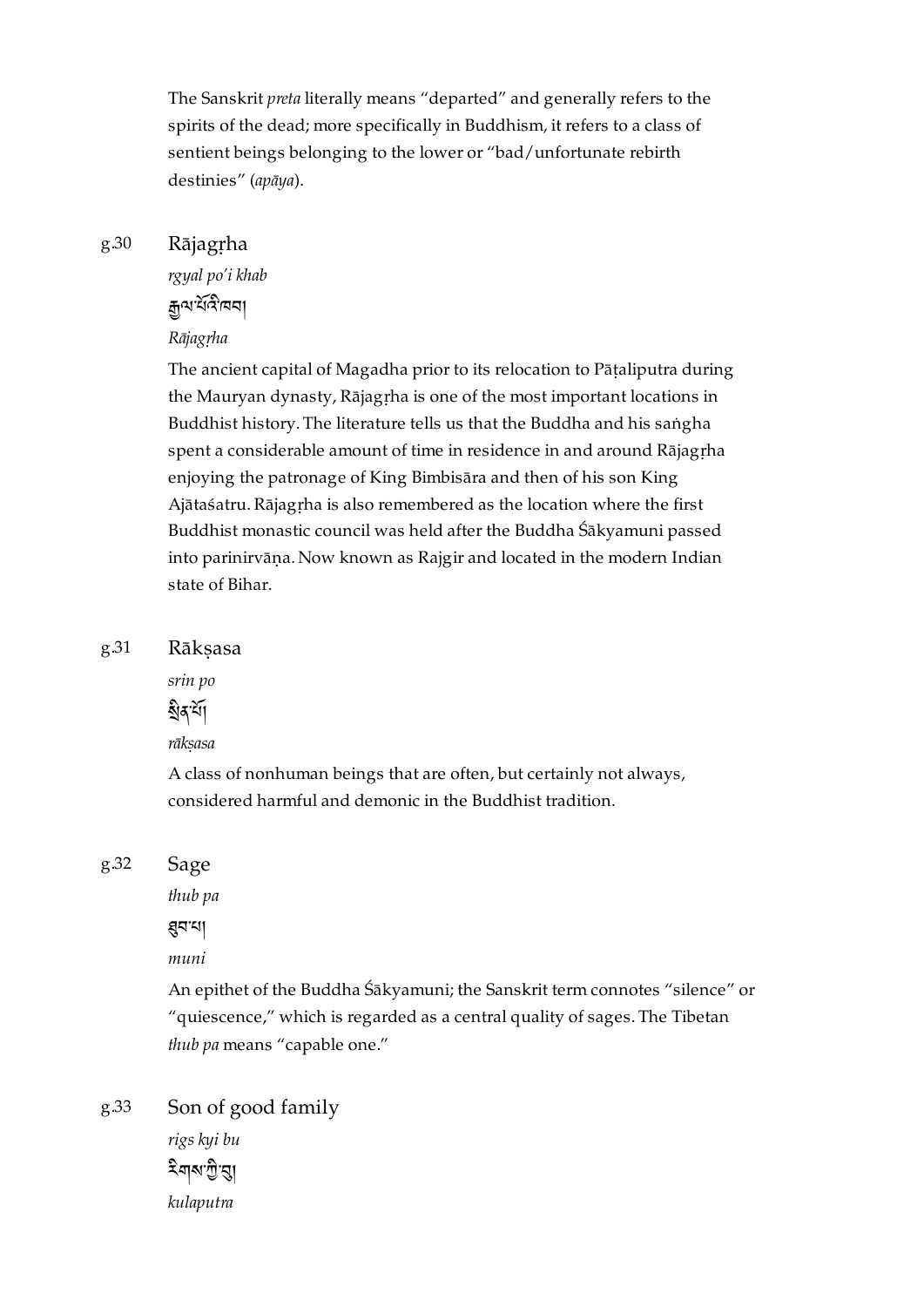The Sanskrit *preta* literally means "departed" and generally refers to the spirits of the dead; more specifically in Buddhism, it refers to a class of sentient beings belonging to the lower or "bad/unfortunate rebirth destinies" (*apāya*).

g.30 Rājagṛha

*rgyal po'i khab*

རྒྱལ་པོའི་ཁབ།

*Rājagṛha*

The ancient capital of Magadha prior to its relocation to Pāṭaliputra during the Mauryan dynasty, Rājagṛha is one of the most important locations in Buddhist history. The literature tells us that the Buddha and his saṅgha spent a considerable amount of time in residence in and around Rājagṛha enjoying the patronage of King Bimbisāra and then of his son King Ajātaśatru. Rājagṛha is also remembered as the location where the first Buddhist monastic council was held after the Buddha Śākyamuni passed into parinirvāṇa. Now known as Rajgir and located in the modern Indian state of Bihar.

g.31 Rākṣasa

*srin po*

སྲིན་པོ།

*rākṣasa*

A class of nonhuman beings that are often, but certainly not always, considered harmful and demonic in the Buddhist tradition.

g.32 Sage

*thub pa*

ཐུབ་པ།

*muni*

An epithet of the Buddha Śākyamuni; the Sanskrit term connotes "silence" or "quiescence," which is regarded as a central quality of sages. The Tibetan *thub pa* means "capable one."

g.33 Son of good family

*rigs kyi bu*

རིགས་ཀྱི་བུ།

*kulaputra*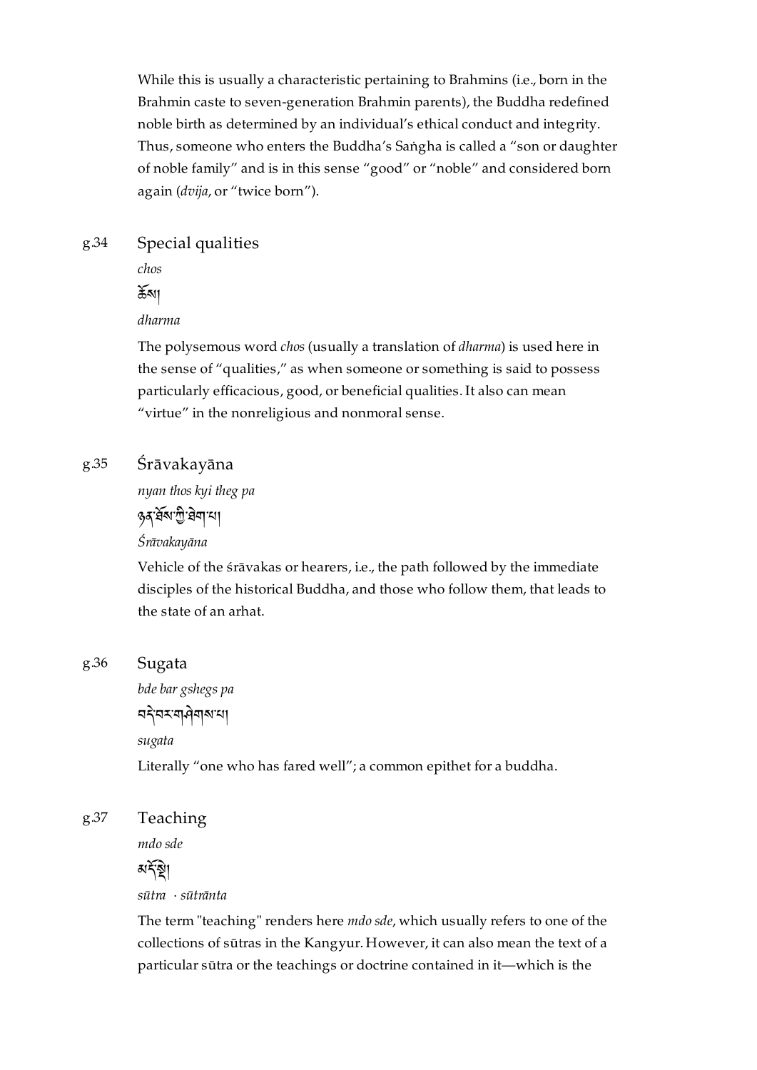While this is usually a characteristic pertaining to Brahmins (i.e., born in the Brahmin caste to seven-generation Brahmin parents), the Buddha redefined noble birth as determined by an individual's ethical conduct and integrity. Thus, someone who enters the Buddha's Saṅgha is called a "son or daughter of noble family" and is in this sense "good" or "noble" and considered born again (*dvija*, or "twice born").

### g.34 Special qualities

*chos*

ཆོས།

*dharma*

The polysemous word *chos* (usually a translation of *dharma*) is used here in the sense of "qualities," as when someone or something is said to possess particularly efficacious, good, or beneficial qualities. It also can mean "virtue" in the nonreligious and nonmoral sense.

### g.35 Śrāvakayāna

*nyan thos kyi theg pa*

ཉན་ཐོས་ཀྱི་ཐེག་པ།

*Śrāvakayāna*

Vehicle of the śrāvakas or hearers, i.e., the path followed by the immediate disciples of the historical Buddha, and those who follow them, that leads to the state of an arhat.

### g.36 Sugata

*bde bar gshegs pa*

བདེ་བར་གཤེགས་པ།

*sugata*

Literally "one who has fared well"; a common epithet for a buddha.

### g.37 Teaching

*mdo sde*

མདོ་སྡེ།

*sūtra · sūtrānta*

The term "teaching" renders here *mdo sde*, which usually refers to one of the collections of sūtras in the Kangyur. However, it can also mean the text of a particular sūtra or the teachings or doctrine contained in it—which is the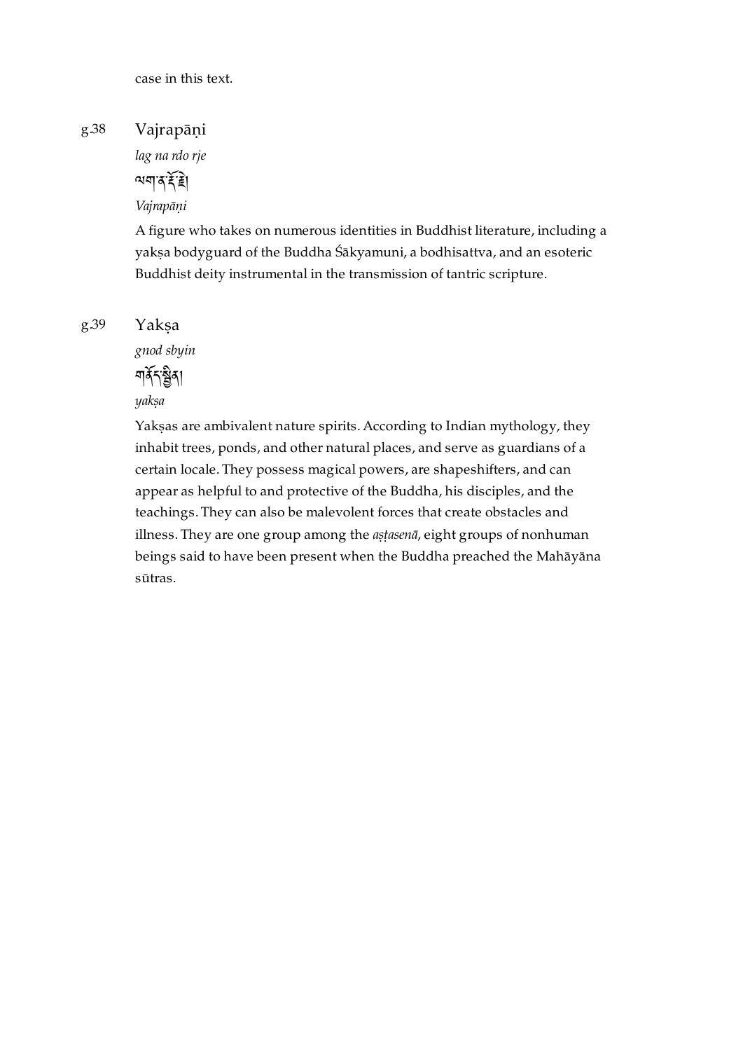case in this text.

g.38 Vajrapāṇi

*lag na rdo rje*

ལག་ན་རྡོ་རྗེ།

*Vajrapāṇi*

A figure who takes on numerous identities in Buddhist literature, including a yakṣa bodyguard of the Buddha Śākyamuni, a bodhisattva, and an esoteric Buddhist deity instrumental in the transmission of tantric scripture.

g.39 Yakṣa

*gnod sbyin*

གནོད་སྦྱིན།

*yakṣa*

Yakṣas are ambivalent nature spirits. According to Indian mythology, they inhabit trees, ponds, and other natural places, and serve as guardians of a certain locale. They possess magical powers, are shapeshifters, and can appear as helpful to and protective of the Buddha, his disciples, and the teachings. They can also be malevolent forces that create obstacles and illness. They are one group among the *aṣṭasenā*, eight groups of nonhuman beings said to have been present when the Buddha preached the Mahāyāna sūtras.